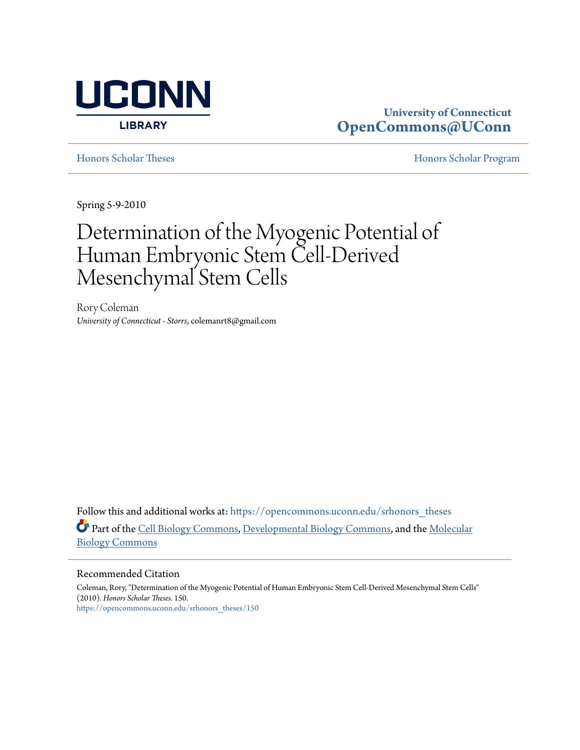University of Connecticut
**OpenCommons@UConn**

Honors Scholar Theses

Honors Scholar Program

Spring 5-9-2010

# Determination of the Myogenic Potential of Human Embryonic Stem Cell-Derived Mesenchymal Stem Cells

Rory Coleman
*University of Connecticut - Storrs*, colemanrt8@gmail.com

Follow this and additional works at: https://opencommons.uconn.edu/srhonors_theses

Part of the Cell Biology Commons, Developmental Biology Commons, and the Molecular Biology Commons

## Recommended Citation

Coleman, Rory, "Determination of the Myogenic Potential of Human Embryonic Stem Cell-Derived Mesenchymal Stem Cells" (2010). *Honors Scholar Theses*. 150.
https://opencommons.uconn.edu/srhonors_theses/150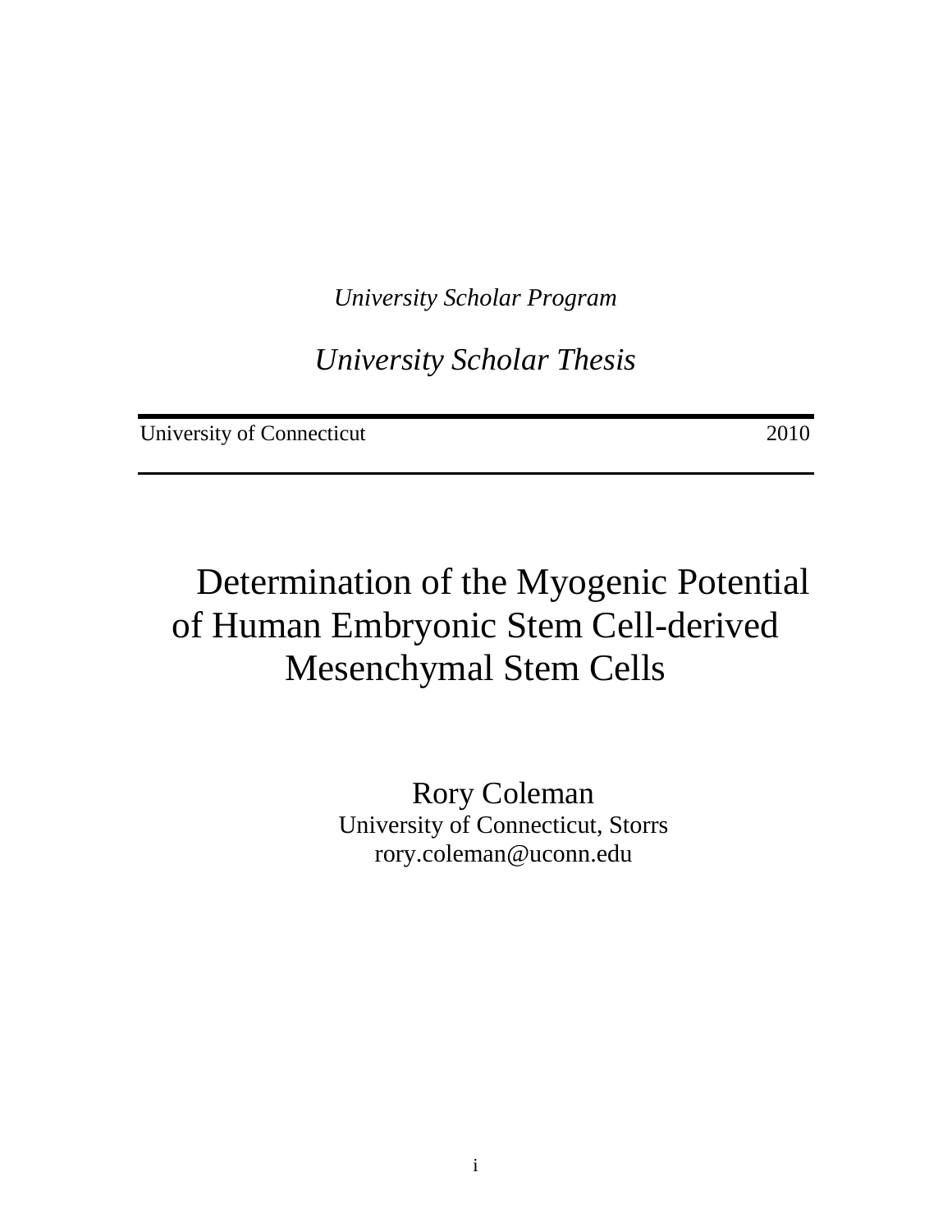*University Scholar Program*

*University Scholar Thesis*

---

University of Connecticut 2010

---

# Determination of the Myogenic Potential of Human Embryonic Stem Cell-derived Mesenchymal Stem Cells

Rory Coleman
University of Connecticut, Storrs
rory.coleman@uconn.edu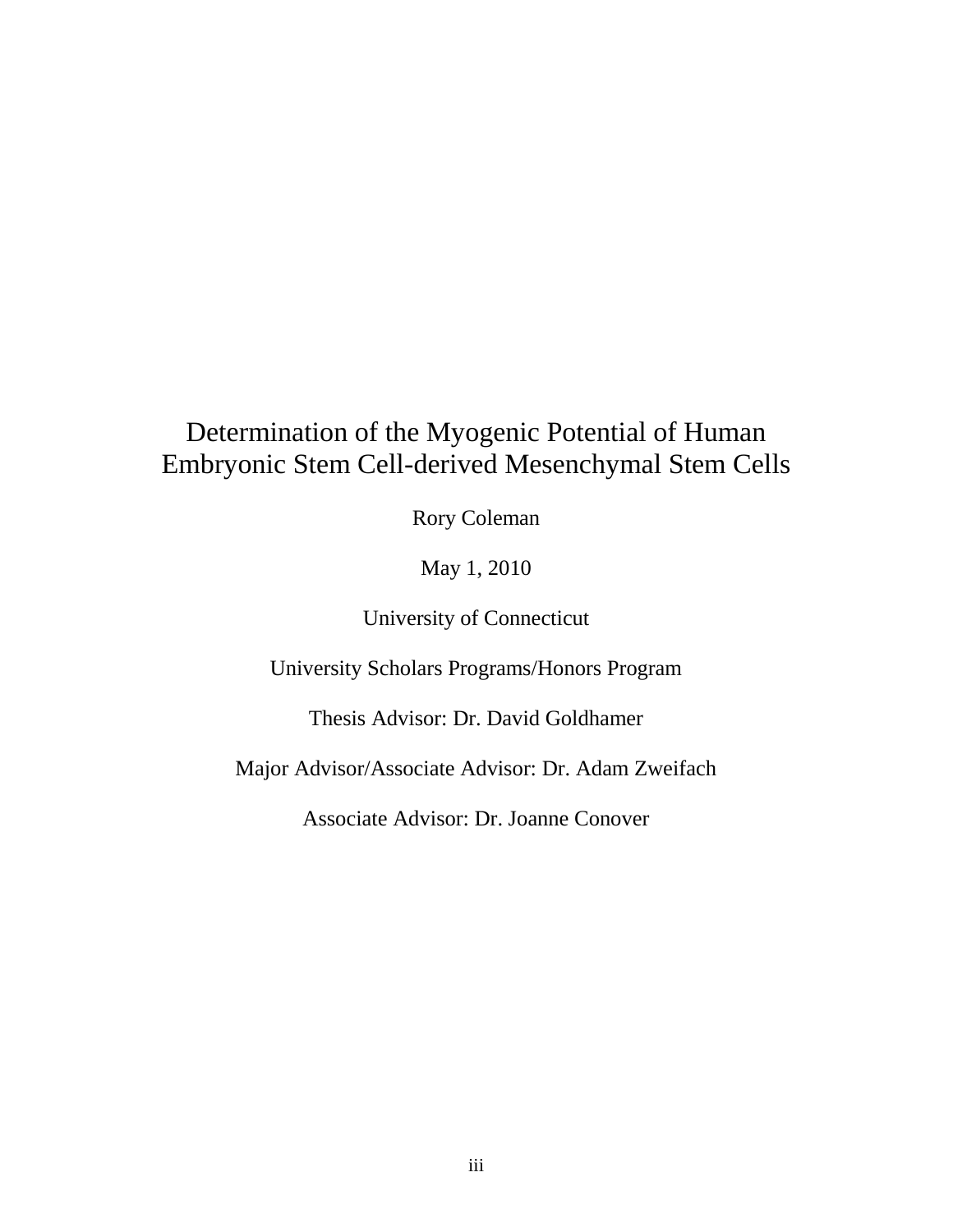# Determination of the Myogenic Potential of Human Embryonic Stem Cell-derived Mesenchymal Stem Cells

Rory Coleman

May 1, 2010

University of Connecticut

University Scholars Programs/Honors Program

Thesis Advisor: Dr. David Goldhamer

Major Advisor/Associate Advisor: Dr. Adam Zweifach

Associate Advisor: Dr. Joanne Conover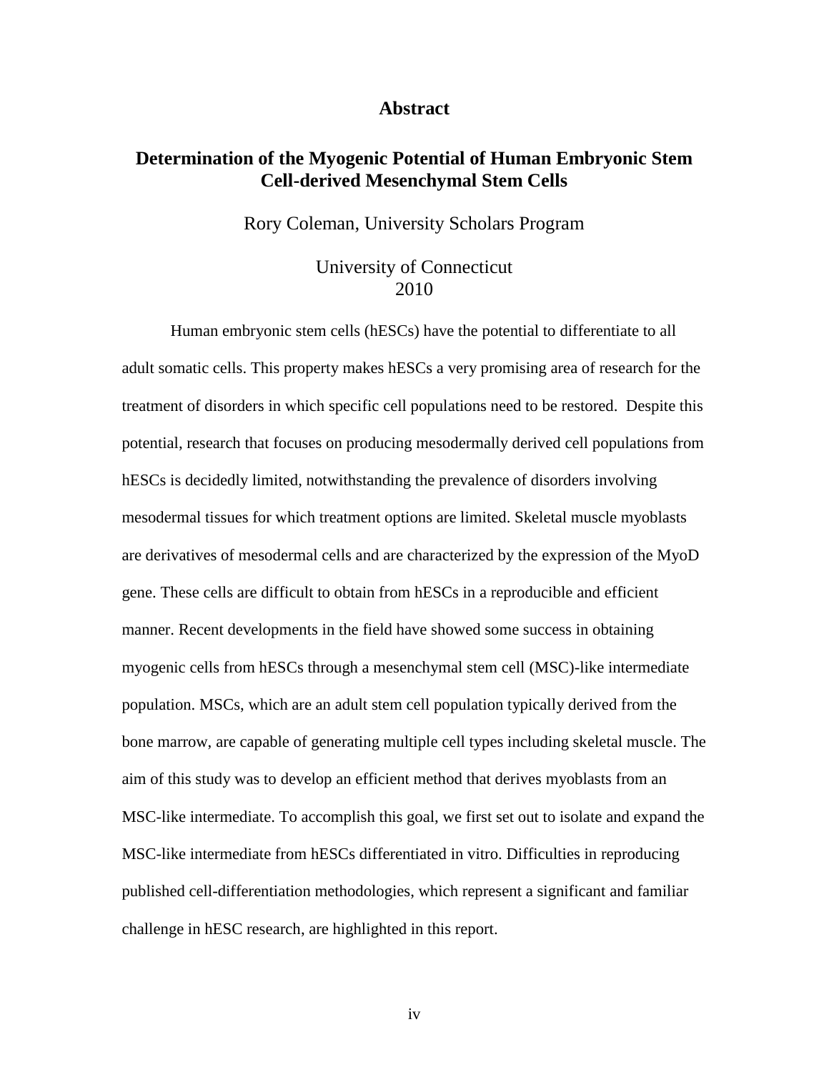## Abstract

### Determination of the Myogenic Potential of Human Embryonic Stem Cell-derived Mesenchymal Stem Cells

Rory Coleman, University Scholars Program

University of Connecticut
2010

Human embryonic stem cells (hESCs) have the potential to differentiate to all adult somatic cells. This property makes hESCs a very promising area of research for the treatment of disorders in which specific cell populations need to be restored. Despite this potential, research that focuses on producing mesodermally derived cell populations from hESCs is decidedly limited, notwithstanding the prevalence of disorders involving mesodermal tissues for which treatment options are limited. Skeletal muscle myoblasts are derivatives of mesodermal cells and are characterized by the expression of the MyoD gene. These cells are difficult to obtain from hESCs in a reproducible and efficient manner. Recent developments in the field have showed some success in obtaining myogenic cells from hESCs through a mesenchymal stem cell (MSC)-like intermediate population. MSCs, which are an adult stem cell population typically derived from the bone marrow, are capable of generating multiple cell types including skeletal muscle. The aim of this study was to develop an efficient method that derives myoblasts from an MSC-like intermediate. To accomplish this goal, we first set out to isolate and expand the MSC-like intermediate from hESCs differentiated in vitro. Difficulties in reproducing published cell-differentiation methodologies, which represent a significant and familiar challenge in hESC research, are highlighted in this report.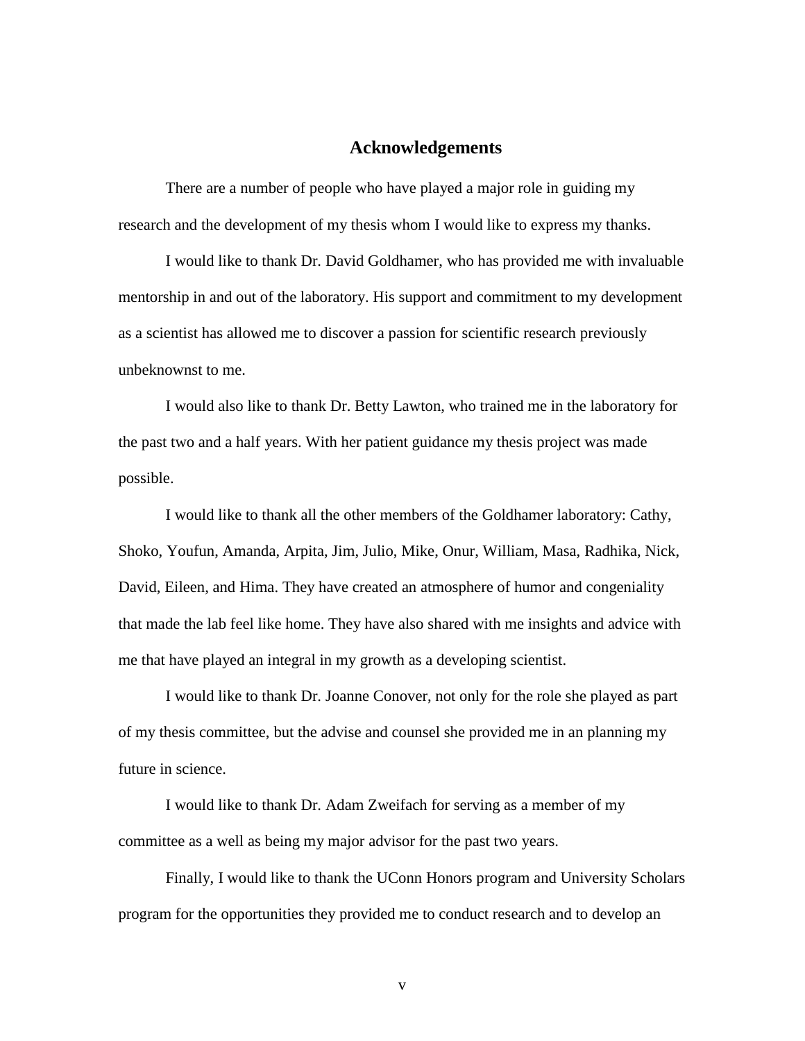## Acknowledgements

There are a number of people who have played a major role in guiding my research and the development of my thesis whom I would like to express my thanks.

I would like to thank Dr. David Goldhamer, who has provided me with invaluable mentorship in and out of the laboratory. His support and commitment to my development as a scientist has allowed me to discover a passion for scientific research previously unbeknownst to me.

I would also like to thank Dr. Betty Lawton, who trained me in the laboratory for the past two and a half years. With her patient guidance my thesis project was made possible.

I would like to thank all the other members of the Goldhamer laboratory: Cathy, Shoko, Youfun, Amanda, Arpita, Jim, Julio, Mike, Onur, William, Masa, Radhika, Nick, David, Eileen, and Hima. They have created an atmosphere of humor and congeniality that made the lab feel like home. They have also shared with me insights and advice with me that have played an integral in my growth as a developing scientist.

I would like to thank Dr. Joanne Conover, not only for the role she played as part of my thesis committee, but the advise and counsel she provided me in an planning my future in science.

I would like to thank Dr. Adam Zweifach for serving as a member of my committee as a well as being my major advisor for the past two years.

Finally, I would like to thank the UConn Honors program and University Scholars program for the opportunities they provided me to conduct research and to develop an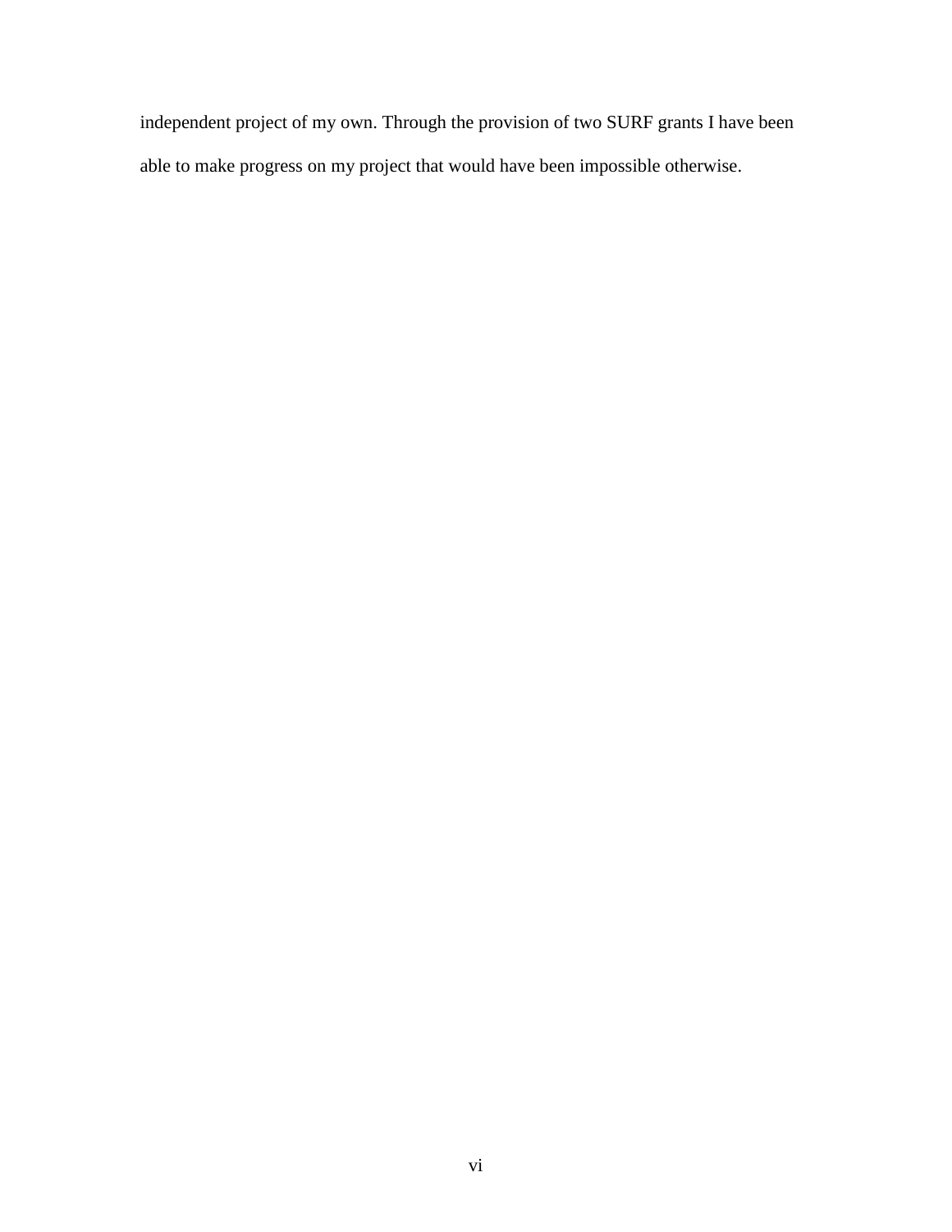independent project of my own. Through the provision of two SURF grants I have been able to make progress on my project that would have been impossible otherwise.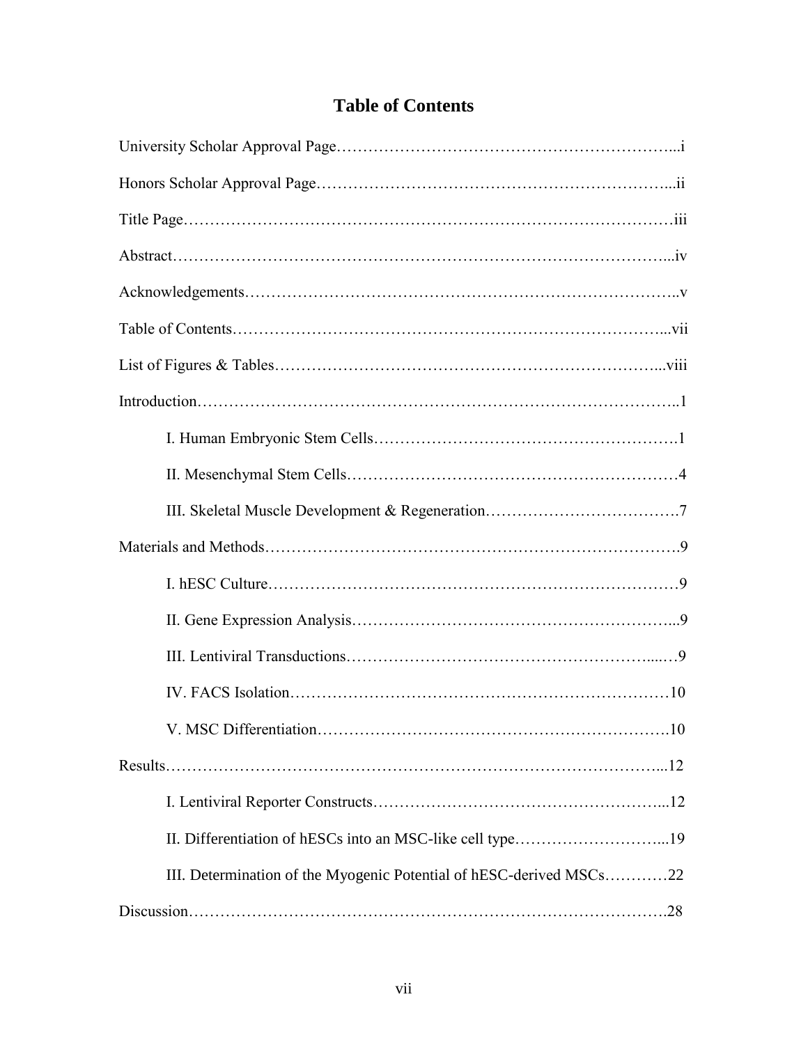# Table of Contents

University Scholar Approval Page……………………………………………………...i

Honors Scholar Approval Page………………………………………………………...ii

Title Page………………………………………………………………………………iii

Abstract………………………………………………………………………………...iv

Acknowledgements……………………………………………………………………..v

Table of Contents……………………………………………………………………...vii

List of Figures & Tables……………………………………………………………...viii

Introduction……………………………………………………………………………..1

- I. Human Embryonic Stem Cells………………………………………………….1
- II. Mesenchymal Stem Cells……………………………………………………….4
- III. Skeletal Muscle Development & Regeneration……………………………….7

Materials and Methods………………………………………………………………….9

- I. hESC Culture……………………………………………………………………9
- II. Gene Expression Analysis……………………………………………………...9
- III. Lentiviral Transductions……………………………………………………...9
- IV. FACS Isolation………………………………………………………………10
- V. MSC Differentiation…………………………………………………………..10

Results………………………………………………………………………………...12

- I. Lentiviral Reporter Constructs………………………………………………...12
- II. Differentiation of hESCs into an MSC-like cell type………………………...19
- III. Determination of the Myogenic Potential of hESC-derived MSCs…………22

Discussion……………………………………………………………………………..28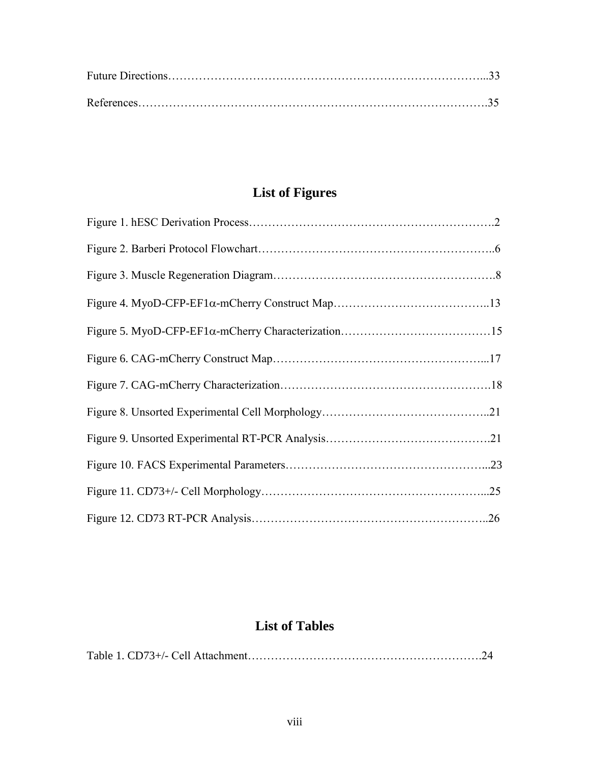Future Directions…………………………………………………………………………...33

References……………………………………………………………………………….35

## List of Figures

Figure 1. hESC Derivation Process……………………………………………………….2

Figure 2. Barberi Protocol Flowchart……………………………………………………..6

Figure 3. Muscle Regeneration Diagram………………………………………………….8

Figure 4. MyoD-CFP-EF1α-mCherry Construct Map…………………………………..13

Figure 5. MyoD-CFP-EF1α-mCherry Characterization…………………………………15

Figure 6. CAG-mCherry Construct Map………………………………………………...17

Figure 7. CAG-mCherry Characterization……………………………………………….18

Figure 8. Unsorted Experimental Cell Morphology……………………………………..21

Figure 9. Unsorted Experimental RT-PCR Analysis…………………………………….21

Figure 10. FACS Experimental Parameters……………………………………………...23

Figure 11. CD73+/- Cell Morphology…………………………………………………...25

Figure 12. CD73 RT-PCR Analysis……………………………………………………..26

## List of Tables

Table 1. CD73+/- Cell Attachment………………………………………………………24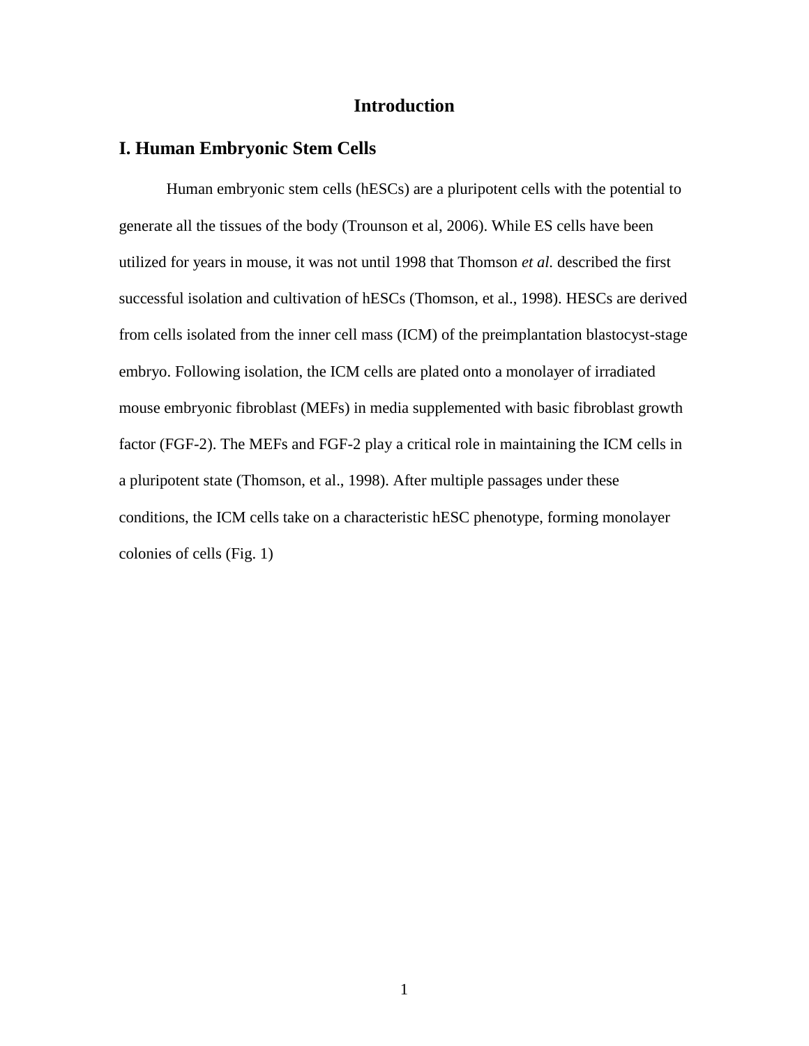# Introduction

## I. Human Embryonic Stem Cells

Human embryonic stem cells (hESCs) are a pluripotent cells with the potential to generate all the tissues of the body (Trounson et al, 2006). While ES cells have been utilized for years in mouse, it was not until 1998 that Thomson *et al.* described the first successful isolation and cultivation of hESCs (Thomson, et al., 1998). HESCs are derived from cells isolated from the inner cell mass (ICM) of the preimplantation blastocyst-stage embryo. Following isolation, the ICM cells are plated onto a monolayer of irradiated mouse embryonic fibroblast (MEFs) in media supplemented with basic fibroblast growth factor (FGF-2). The MEFs and FGF-2 play a critical role in maintaining the ICM cells in a pluripotent state (Thomson, et al., 1998). After multiple passages under these conditions, the ICM cells take on a characteristic hESC phenotype, forming monolayer colonies of cells (Fig. 1)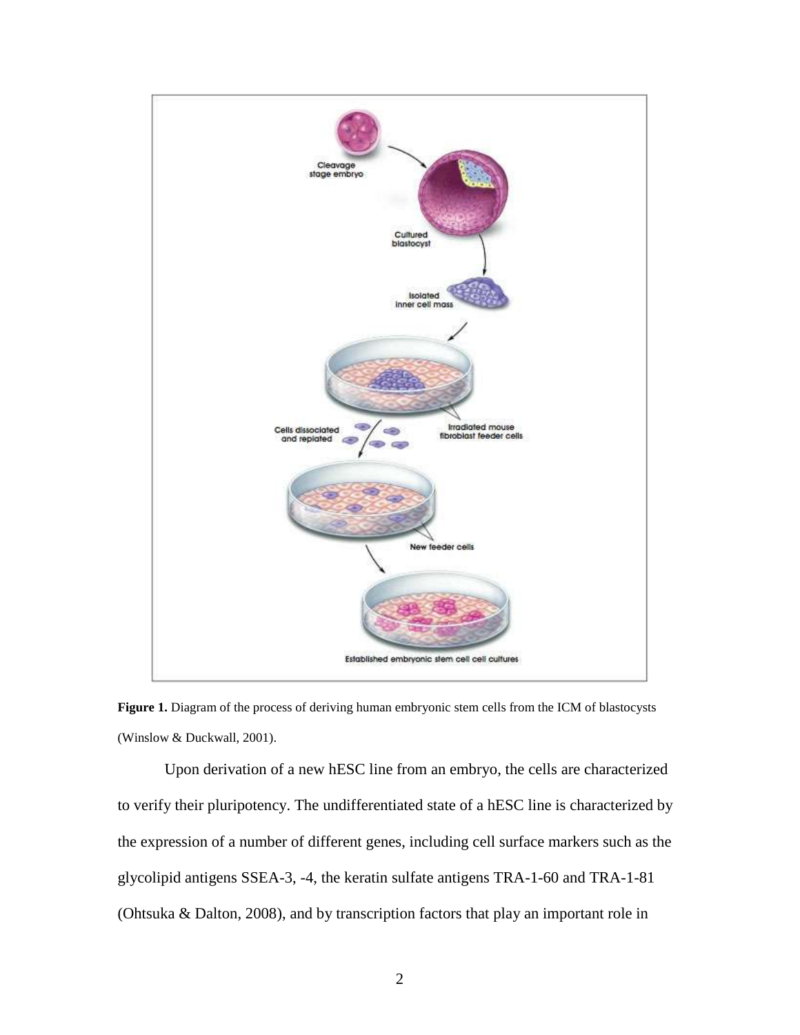**Figure 1.** Diagram of the process of deriving human embryonic stem cells from the ICM of blastocysts (Winslow & Duckwall, 2001).

Upon derivation of a new hESC line from an embryo, the cells are characterized to verify their pluripotency. The undifferentiated state of a hESC line is characterized by the expression of a number of different genes, including cell surface markers such as the glycolipid antigens SSEA-3, -4, the keratin sulfate antigens TRA-1-60 and TRA-1-81 (Ohtsuka & Dalton, 2008), and by transcription factors that play an important role in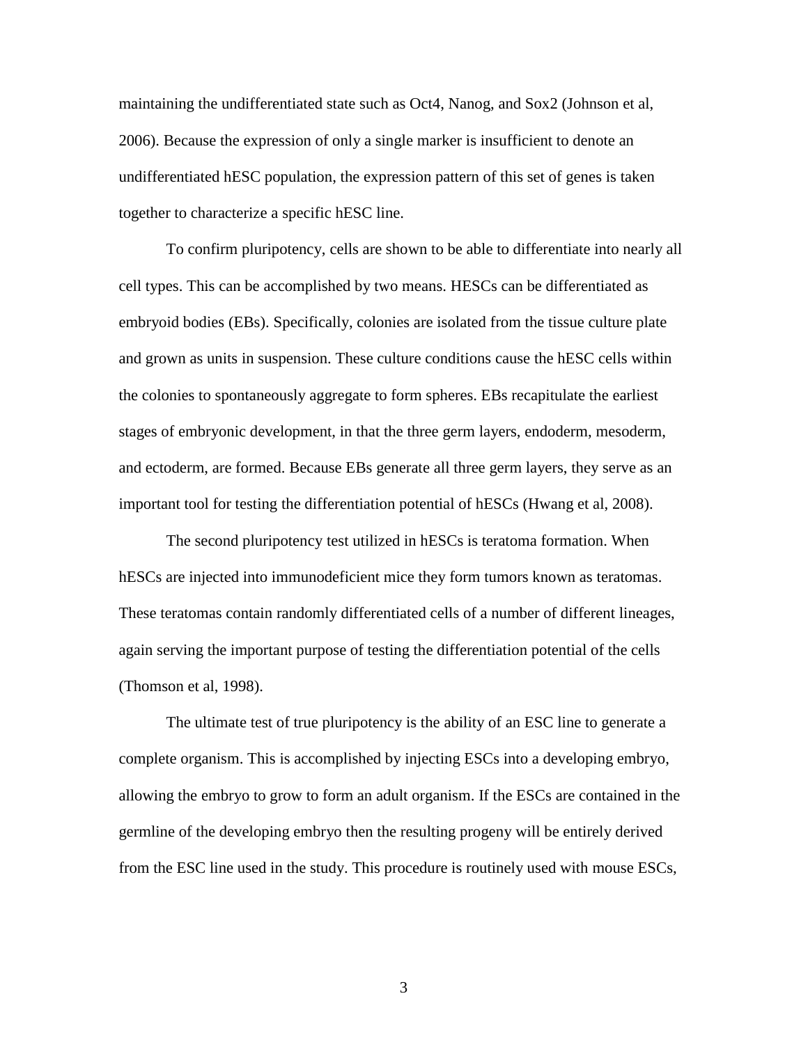maintaining the undifferentiated state such as Oct4, Nanog, and Sox2 (Johnson et al, 2006). Because the expression of only a single marker is insufficient to denote an undifferentiated hESC population, the expression pattern of this set of genes is taken together to characterize a specific hESC line.

To confirm pluripotency, cells are shown to be able to differentiate into nearly all cell types. This can be accomplished by two means. HESCs can be differentiated as embryoid bodies (EBs). Specifically, colonies are isolated from the tissue culture plate and grown as units in suspension. These culture conditions cause the hESC cells within the colonies to spontaneously aggregate to form spheres. EBs recapitulate the earliest stages of embryonic development, in that the three germ layers, endoderm, mesoderm, and ectoderm, are formed. Because EBs generate all three germ layers, they serve as an important tool for testing the differentiation potential of hESCs (Hwang et al, 2008).

The second pluripotency test utilized in hESCs is teratoma formation. When hESCs are injected into immunodeficient mice they form tumors known as teratomas. These teratomas contain randomly differentiated cells of a number of different lineages, again serving the important purpose of testing the differentiation potential of the cells (Thomson et al, 1998).

The ultimate test of true pluripotency is the ability of an ESC line to generate a complete organism. This is accomplished by injecting ESCs into a developing embryo, allowing the embryo to grow to form an adult organism. If the ESCs are contained in the germline of the developing embryo then the resulting progeny will be entirely derived from the ESC line used in the study. This procedure is routinely used with mouse ESCs,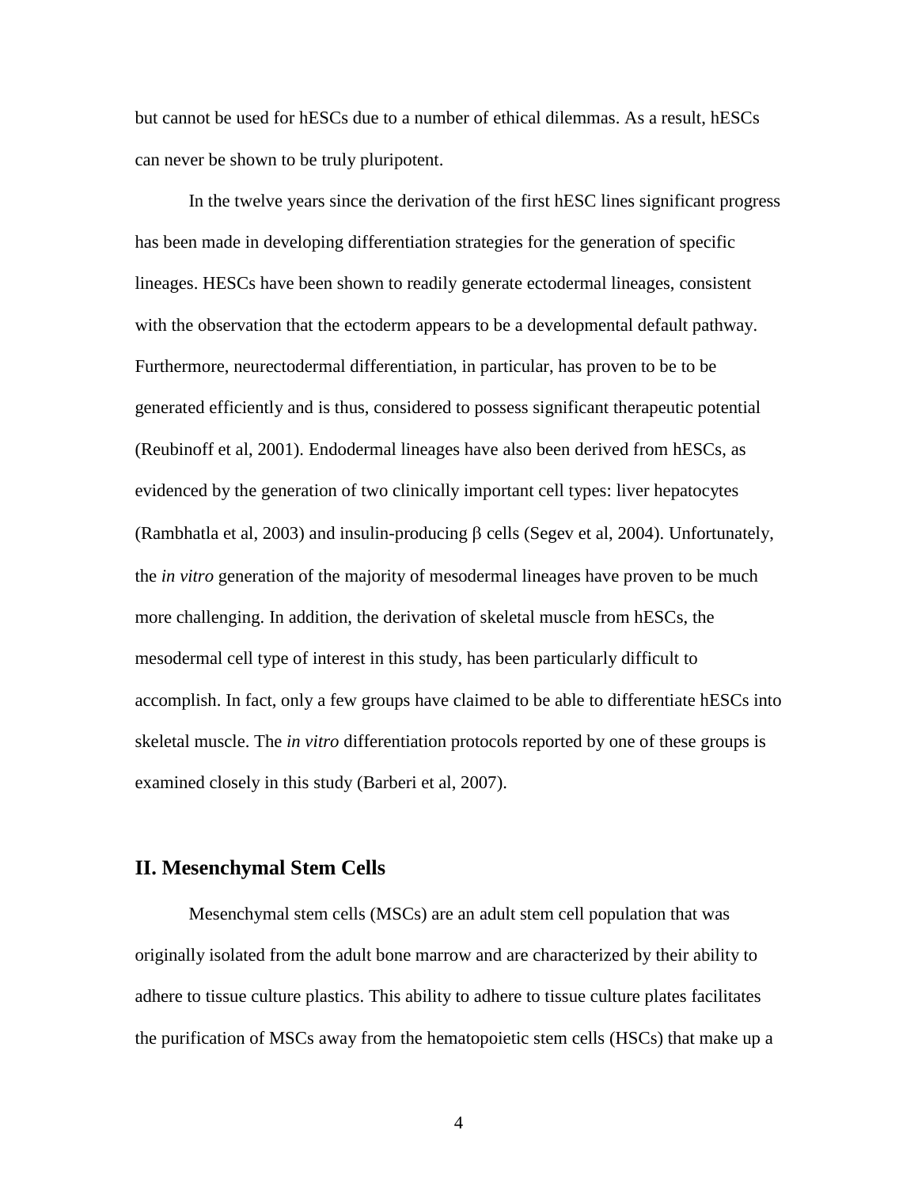but cannot be used for hESCs due to a number of ethical dilemmas. As a result, hESCs can never be shown to be truly pluripotent.

In the twelve years since the derivation of the first hESC lines significant progress has been made in developing differentiation strategies for the generation of specific lineages. HESCs have been shown to readily generate ectodermal lineages, consistent with the observation that the ectoderm appears to be a developmental default pathway. Furthermore, neurectodermal differentiation, in particular, has proven to be to be generated efficiently and is thus, considered to possess significant therapeutic potential (Reubinoff et al, 2001). Endodermal lineages have also been derived from hESCs, as evidenced by the generation of two clinically important cell types: liver hepatocytes (Rambhatla et al, 2003) and insulin-producing β cells (Segev et al, 2004). Unfortunately, the *in vitro* generation of the majority of mesodermal lineages have proven to be much more challenging. In addition, the derivation of skeletal muscle from hESCs, the mesodermal cell type of interest in this study, has been particularly difficult to accomplish. In fact, only a few groups have claimed to be able to differentiate hESCs into skeletal muscle. The *in vitro* differentiation protocols reported by one of these groups is examined closely in this study (Barberi et al, 2007).

## II. Mesenchymal Stem Cells

Mesenchymal stem cells (MSCs) are an adult stem cell population that was originally isolated from the adult bone marrow and are characterized by their ability to adhere to tissue culture plastics. This ability to adhere to tissue culture plates facilitates the purification of MSCs away from the hematopoietic stem cells (HSCs) that make up a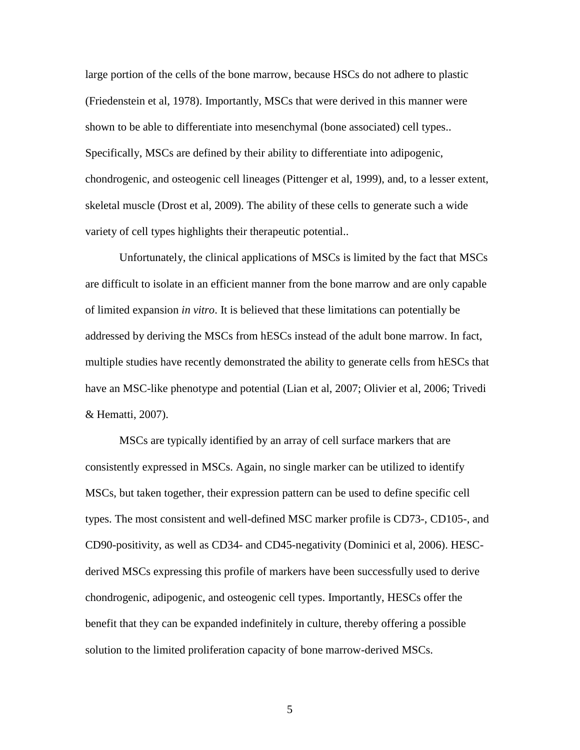large portion of the cells of the bone marrow, because HSCs do not adhere to plastic (Friedenstein et al, 1978). Importantly, MSCs that were derived in this manner were shown to be able to differentiate into mesenchymal (bone associated) cell types.. Specifically, MSCs are defined by their ability to differentiate into adipogenic, chondrogenic, and osteogenic cell lineages (Pittenger et al, 1999), and, to a lesser extent, skeletal muscle (Drost et al, 2009). The ability of these cells to generate such a wide variety of cell types highlights their therapeutic potential..

Unfortunately, the clinical applications of MSCs is limited by the fact that MSCs are difficult to isolate in an efficient manner from the bone marrow and are only capable of limited expansion *in vitro*. It is believed that these limitations can potentially be addressed by deriving the MSCs from hESCs instead of the adult bone marrow. In fact, multiple studies have recently demonstrated the ability to generate cells from hESCs that have an MSC-like phenotype and potential (Lian et al, 2007; Olivier et al, 2006; Trivedi & Hematti, 2007).

MSCs are typically identified by an array of cell surface markers that are consistently expressed in MSCs. Again, no single marker can be utilized to identify MSCs, but taken together, their expression pattern can be used to define specific cell types. The most consistent and well-defined MSC marker profile is CD73-, CD105-, and CD90-positivity, as well as CD34- and CD45-negativity (Dominici et al, 2006). HESC-derived MSCs expressing this profile of markers have been successfully used to derive chondrogenic, adipogenic, and osteogenic cell types. Importantly, HESCs offer the benefit that they can be expanded indefinitely in culture, thereby offering a possible solution to the limited proliferation capacity of bone marrow-derived MSCs.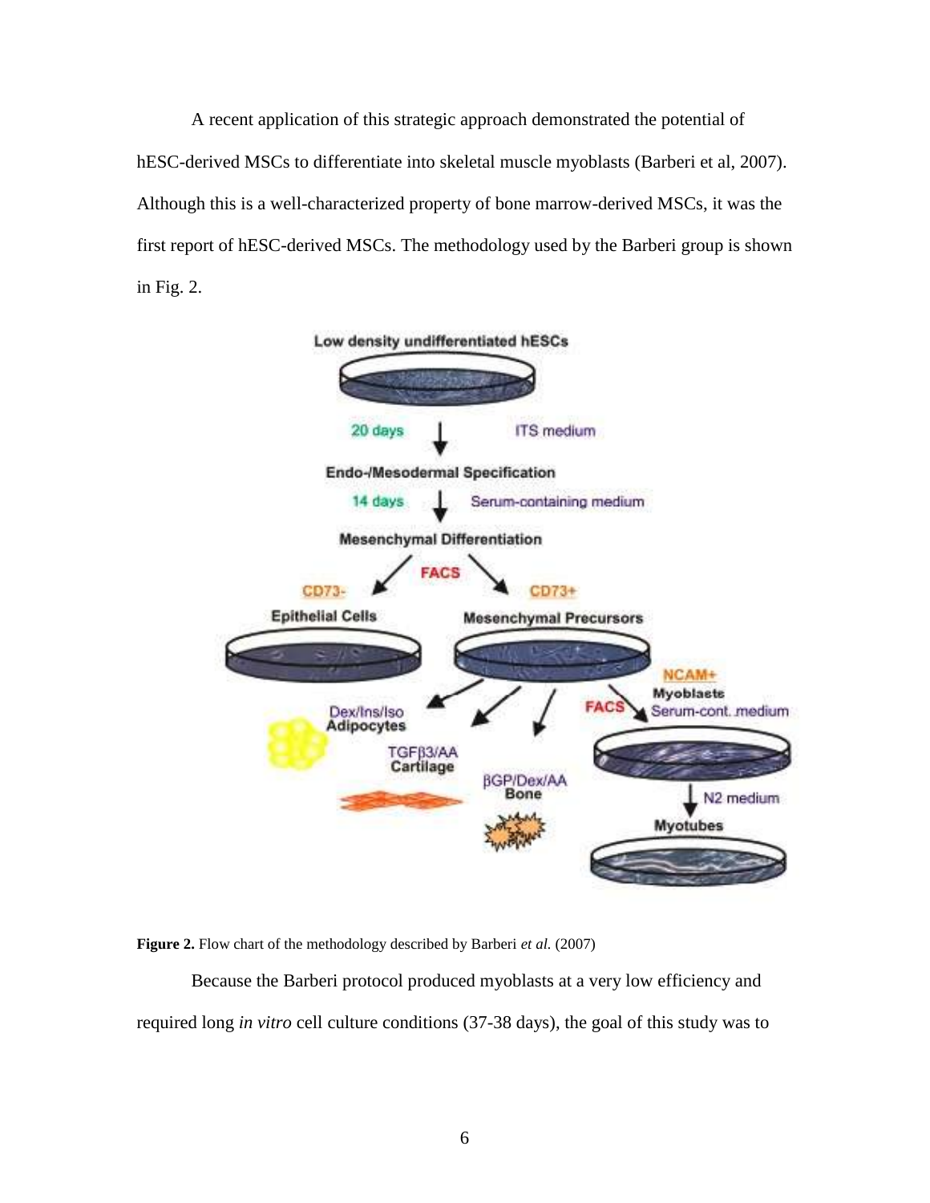A recent application of this strategic approach demonstrated the potential of hESC-derived MSCs to differentiate into skeletal muscle myoblasts (Barberi et al, 2007). Although this is a well-characterized property of bone marrow-derived MSCs, it was the first report of hESC-derived MSCs. The methodology used by the Barberi group is shown in Fig. 2.

**Figure 2.** Flow chart of the methodology described by Barberi *et al.* (2007)

Because the Barberi protocol produced myoblasts at a very low efficiency and required long *in vitro* cell culture conditions (37-38 days), the goal of this study was to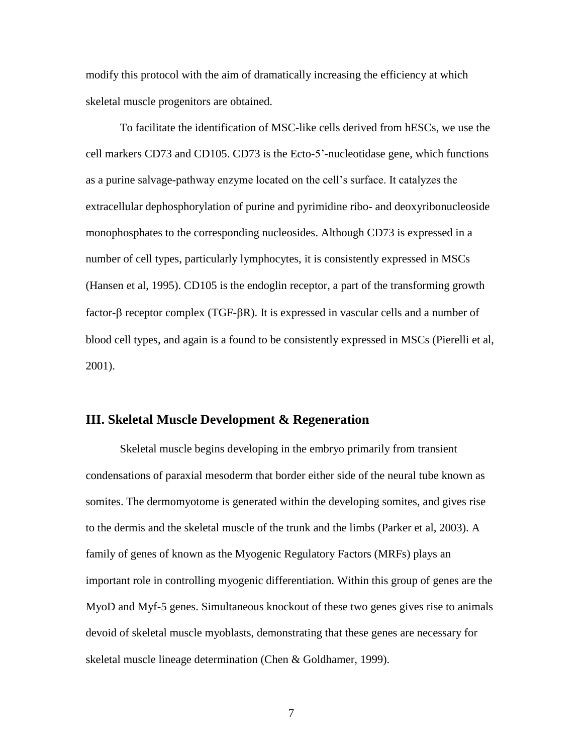modify this protocol with the aim of dramatically increasing the efficiency at which skeletal muscle progenitors are obtained.

To facilitate the identification of MSC-like cells derived from hESCs, we use the cell markers CD73 and CD105. CD73 is the Ecto-5'-nucleotidase gene, which functions as a purine salvage-pathway enzyme located on the cell's surface. It catalyzes the extracellular dephosphorylation of purine and pyrimidine ribo- and deoxyribonucleoside monophosphates to the corresponding nucleosides. Although CD73 is expressed in a number of cell types, particularly lymphocytes, it is consistently expressed in MSCs (Hansen et al, 1995). CD105 is the endoglin receptor, a part of the transforming growth factor-β receptor complex (TGF-βR). It is expressed in vascular cells and a number of blood cell types, and again is a found to be consistently expressed in MSCs (Pierelli et al, 2001).

## III. Skeletal Muscle Development & Regeneration

Skeletal muscle begins developing in the embryo primarily from transient condensations of paraxial mesoderm that border either side of the neural tube known as somites. The dermomyotome is generated within the developing somites, and gives rise to the dermis and the skeletal muscle of the trunk and the limbs (Parker et al, 2003). A family of genes of known as the Myogenic Regulatory Factors (MRFs) plays an important role in controlling myogenic differentiation. Within this group of genes are the MyoD and Myf-5 genes. Simultaneous knockout of these two genes gives rise to animals devoid of skeletal muscle myoblasts, demonstrating that these genes are necessary for skeletal muscle lineage determination (Chen & Goldhamer, 1999).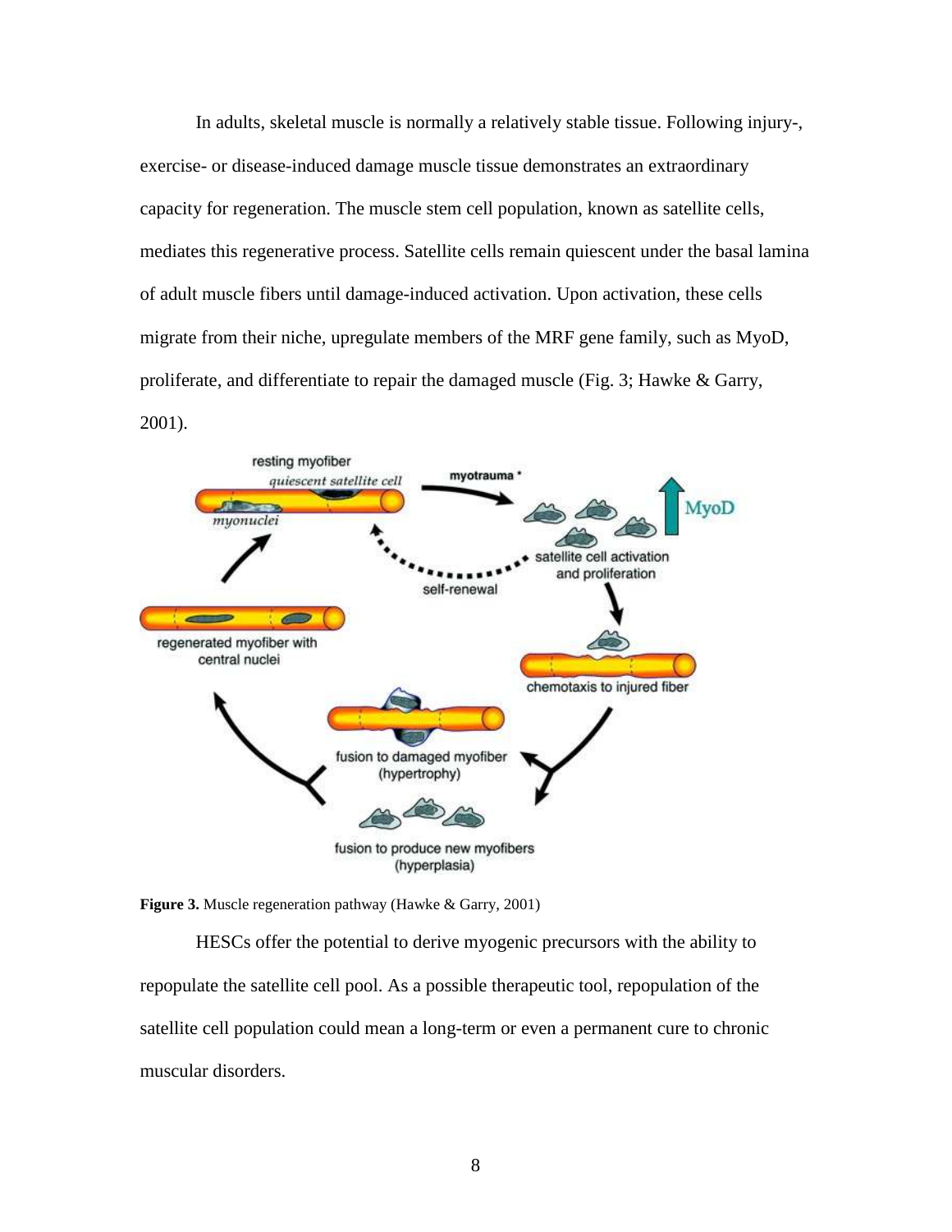In adults, skeletal muscle is normally a relatively stable tissue. Following injury-, exercise- or disease-induced damage muscle tissue demonstrates an extraordinary capacity for regeneration. The muscle stem cell population, known as satellite cells, mediates this regenerative process. Satellite cells remain quiescent under the basal lamina of adult muscle fibers until damage-induced activation. Upon activation, these cells migrate from their niche, upregulate members of the MRF gene family, such as MyoD, proliferate, and differentiate to repair the damaged muscle (Fig. 3; Hawke & Garry, 2001).

**Figure 3.** Muscle regeneration pathway (Hawke & Garry, 2001)

HESCs offer the potential to derive myogenic precursors with the ability to repopulate the satellite cell pool. As a possible therapeutic tool, repopulation of the satellite cell population could mean a long-term or even a permanent cure to chronic muscular disorders.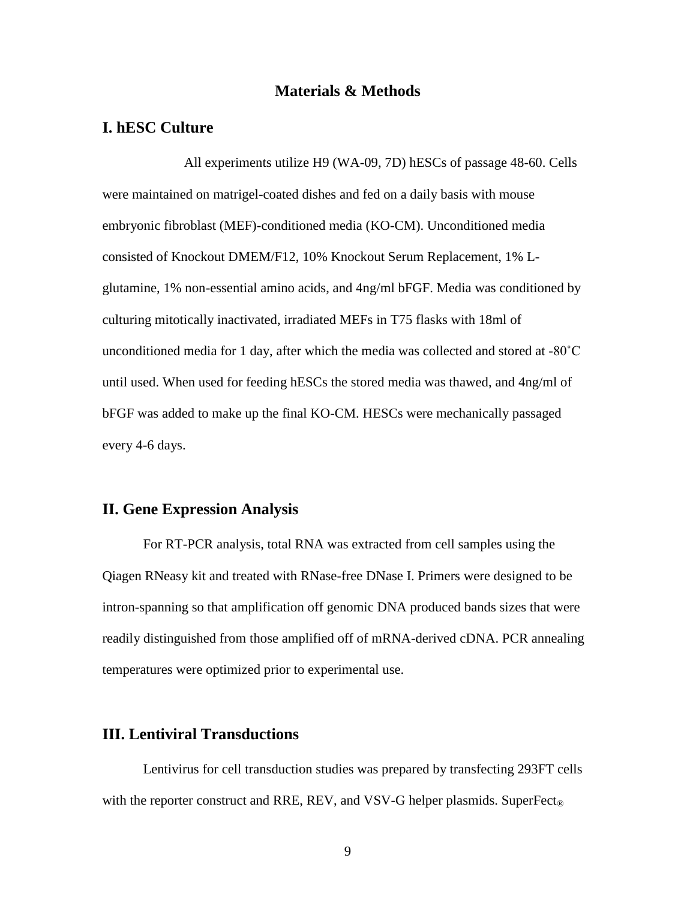# Materials & Methods

## I. hESC Culture

All experiments utilize H9 (WA-09, 7D) hESCs of passage 48-60. Cells were maintained on matrigel-coated dishes and fed on a daily basis with mouse embryonic fibroblast (MEF)-conditioned media (KO-CM). Unconditioned media consisted of Knockout DMEM/F12, 10% Knockout Serum Replacement, 1% L-glutamine, 1% non-essential amino acids, and 4ng/ml bFGF. Media was conditioned by culturing mitotically inactivated, irradiated MEFs in T75 flasks with 18ml of unconditioned media for 1 day, after which the media was collected and stored at -80˚C until used. When used for feeding hESCs the stored media was thawed, and 4ng/ml of bFGF was added to make up the final KO-CM. HESCs were mechanically passaged every 4-6 days.

## II. Gene Expression Analysis

For RT-PCR analysis, total RNA was extracted from cell samples using the Qiagen RNeasy kit and treated with RNase-free DNase I. Primers were designed to be intron-spanning so that amplification off genomic DNA produced bands sizes that were readily distinguished from those amplified off of mRNA-derived cDNA. PCR annealing temperatures were optimized prior to experimental use.

## III. Lentiviral Transductions

Lentivirus for cell transduction studies was prepared by transfecting 293FT cells with the reporter construct and RRE, REV, and VSV-G helper plasmids. SuperFect®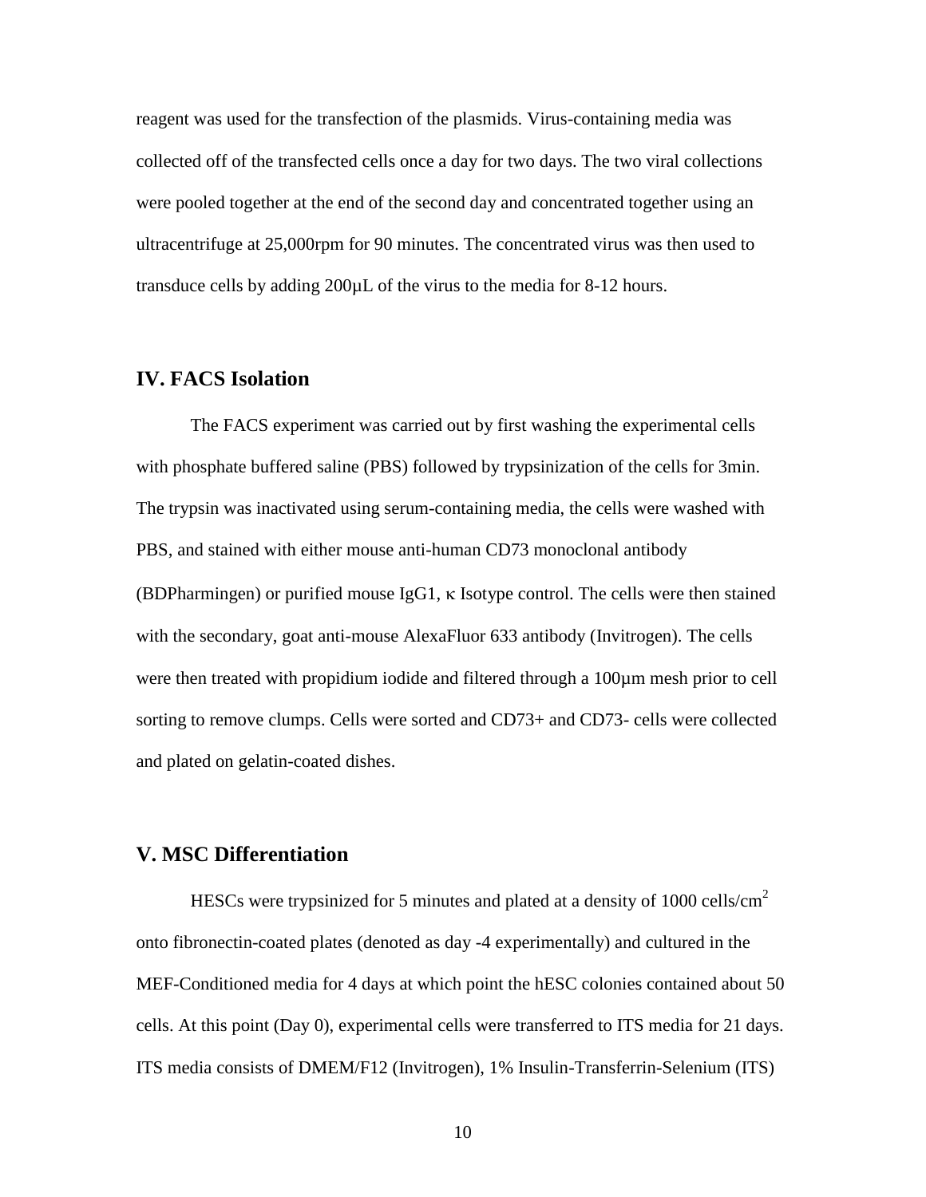reagent was used for the transfection of the plasmids. Virus-containing media was collected off of the transfected cells once a day for two days. The two viral collections were pooled together at the end of the second day and concentrated together using an ultracentrifuge at 25,000rpm for 90 minutes. The concentrated virus was then used to transduce cells by adding 200μL of the virus to the media for 8-12 hours.

## IV. FACS Isolation

The FACS experiment was carried out by first washing the experimental cells with phosphate buffered saline (PBS) followed by trypsinization of the cells for 3min. The trypsin was inactivated using serum-containing media, the cells were washed with PBS, and stained with either mouse anti-human CD73 monoclonal antibody (BDPharmingen) or purified mouse IgG1, κ Isotype control. The cells were then stained with the secondary, goat anti-mouse AlexaFluor 633 antibody (Invitrogen). The cells were then treated with propidium iodide and filtered through a 100μm mesh prior to cell sorting to remove clumps. Cells were sorted and CD73+ and CD73- cells were collected and plated on gelatin-coated dishes.

## V. MSC Differentiation

HESCs were trypsinized for 5 minutes and plated at a density of 1000 cells/cm$^2$ onto fibronectin-coated plates (denoted as day -4 experimentally) and cultured in the MEF-Conditioned media for 4 days at which point the hESC colonies contained about 50 cells. At this point (Day 0), experimental cells were transferred to ITS media for 21 days. ITS media consists of DMEM/F12 (Invitrogen), 1% Insulin-Transferrin-Selenium (ITS)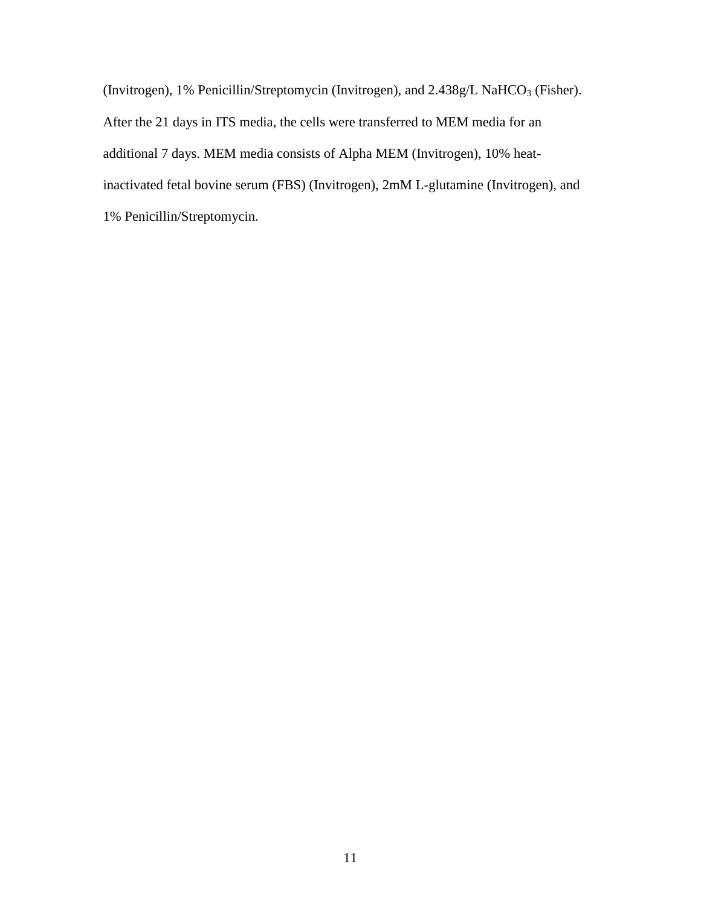(Invitrogen), 1% Penicillin/Streptomycin (Invitrogen), and 2.438g/L $NaHCO_3$ (Fisher). After the 21 days in ITS media, the cells were transferred to MEM media for an additional 7 days. MEM media consists of Alpha MEM (Invitrogen), 10% heat-inactivated fetal bovine serum (FBS) (Invitrogen), 2mM L-glutamine (Invitrogen), and 1% Penicillin/Streptomycin.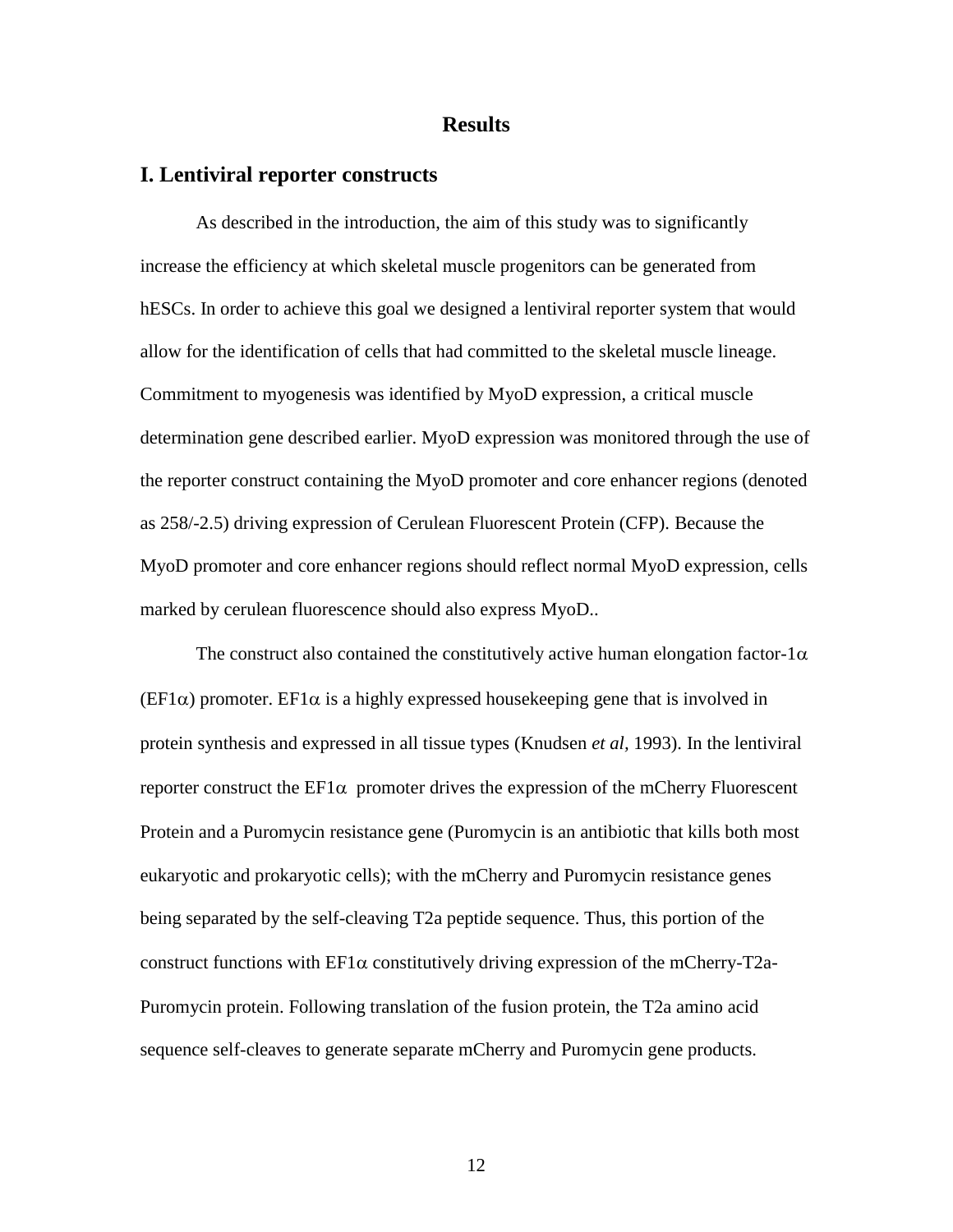# Results

## I. Lentiviral reporter constructs

As described in the introduction, the aim of this study was to significantly increase the efficiency at which skeletal muscle progenitors can be generated from hESCs. In order to achieve this goal we designed a lentiviral reporter system that would allow for the identification of cells that had committed to the skeletal muscle lineage. Commitment to myogenesis was identified by MyoD expression, a critical muscle determination gene described earlier. MyoD expression was monitored through the use of the reporter construct containing the MyoD promoter and core enhancer regions (denoted as 258/-2.5) driving expression of Cerulean Fluorescent Protein (CFP). Because the MyoD promoter and core enhancer regions should reflect normal MyoD expression, cells marked by cerulean fluorescence should also express MyoD..

The construct also contained the constitutively active human elongation factor-1$\alpha$ (EF1$\alpha$) promoter. EF1$\alpha$ is a highly expressed housekeeping gene that is involved in protein synthesis and expressed in all tissue types (Knudsen *et al,* 1993). In the lentiviral reporter construct the EF1$\alpha$ promoter drives the expression of the mCherry Fluorescent Protein and a Puromycin resistance gene (Puromycin is an antibiotic that kills both most eukaryotic and prokaryotic cells); with the mCherry and Puromycin resistance genes being separated by the self-cleaving T2a peptide sequence. Thus, this portion of the construct functions with EF1$\alpha$ constitutively driving expression of the mCherry-T2a-Puromycin protein. Following translation of the fusion protein, the T2a amino acid sequence self-cleaves to generate separate mCherry and Puromycin gene products.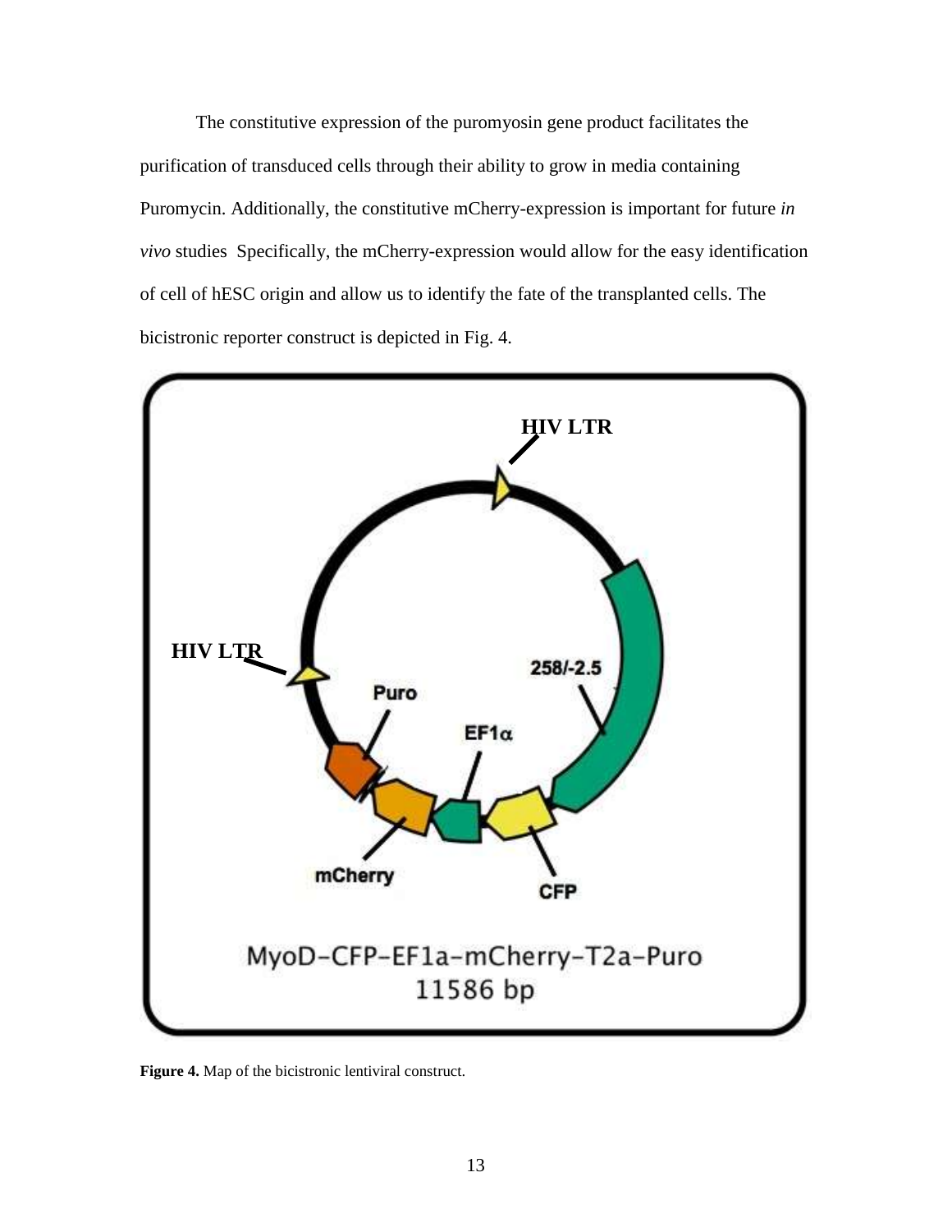The constitutive expression of the puromyosin gene product facilitates the purification of transduced cells through their ability to grow in media containing Puromycin. Additionally, the constitutive mCherry-expression is important for future *in vivo* studies  Specifically, the mCherry-expression would allow for the easy identification of cell of hESC origin and allow us to identify the fate of the transplanted cells. The bicistronic reporter construct is depicted in Fig. 4.

**Figure 4.** Map of the bicistronic lentiviral construct.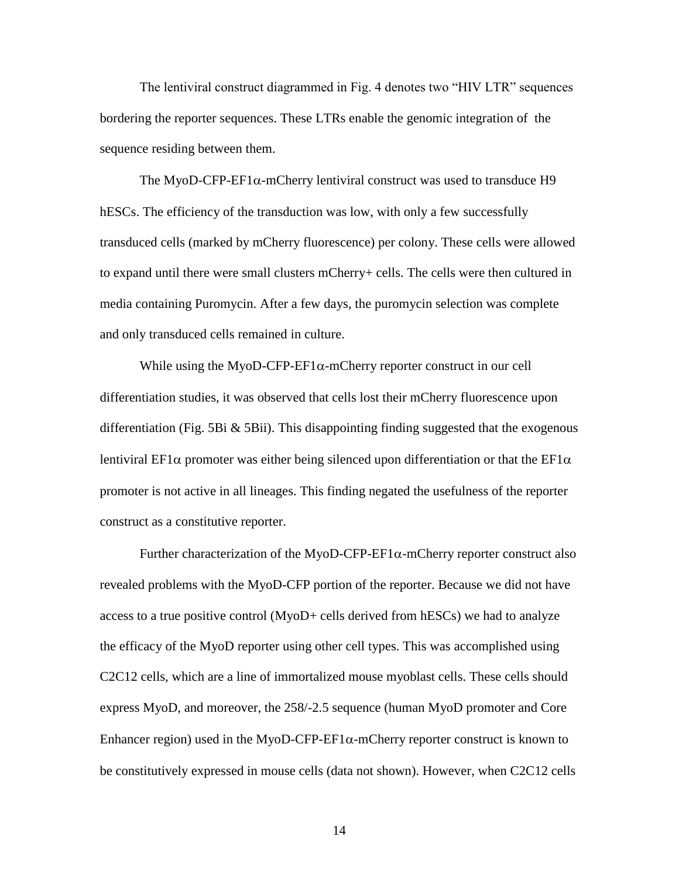The lentiviral construct diagrammed in Fig. 4 denotes two "HIV LTR" sequences bordering the reporter sequences. These LTRs enable the genomic integration of the sequence residing between them.

The MyoD-CFP-EF1α-mCherry lentiviral construct was used to transduce H9 hESCs. The efficiency of the transduction was low, with only a few successfully transduced cells (marked by mCherry fluorescence) per colony. These cells were allowed to expand until there were small clusters mCherry+ cells. The cells were then cultured in media containing Puromycin. After a few days, the puromycin selection was complete and only transduced cells remained in culture.

While using the MyoD-CFP-EF1α-mCherry reporter construct in our cell differentiation studies, it was observed that cells lost their mCherry fluorescence upon differentiation (Fig. 5Bi & 5Bii). This disappointing finding suggested that the exogenous lentiviral EF1α promoter was either being silenced upon differentiation or that the EF1α promoter is not active in all lineages. This finding negated the usefulness of the reporter construct as a constitutive reporter.

Further characterization of the MyoD-CFP-EF1α-mCherry reporter construct also revealed problems with the MyoD-CFP portion of the reporter. Because we did not have access to a true positive control (MyoD+ cells derived from hESCs) we had to analyze the efficacy of the MyoD reporter using other cell types. This was accomplished using C2C12 cells, which are a line of immortalized mouse myoblast cells. These cells should express MyoD, and moreover, the 258/-2.5 sequence (human MyoD promoter and Core Enhancer region) used in the MyoD-CFP-EF1α-mCherry reporter construct is known to be constitutively expressed in mouse cells (data not shown). However, when C2C12 cells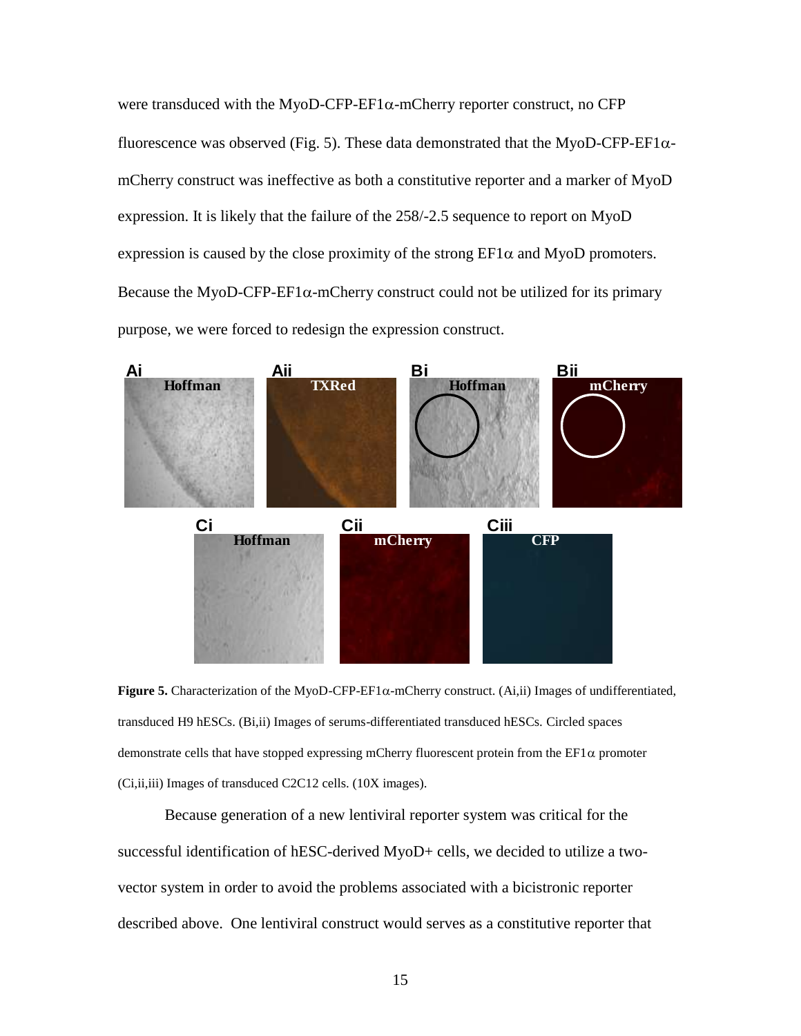were transduced with the MyoD-CFP-EF1α-mCherry reporter construct, no CFP fluorescence was observed (Fig. 5). These data demonstrated that the MyoD-CFP-EF1α-mCherry construct was ineffective as both a constitutive reporter and a marker of MyoD expression. It is likely that the failure of the 258/-2.5 sequence to report on MyoD expression is caused by the close proximity of the strong EF1α and MyoD promoters. Because the MyoD-CFP-EF1α-mCherry construct could not be utilized for its primary purpose, we were forced to redesign the expression construct.

**Figure 5.** Characterization of the MyoD-CFP-EF1α-mCherry construct. (Ai,ii) Images of undifferentiated, transduced H9 hESCs. (Bi,ii) Images of serums-differentiated transduced hESCs. Circled spaces demonstrate cells that have stopped expressing mCherry fluorescent protein from the EF1α promoter (Ci,ii,iii) Images of transduced C2C12 cells. (10X images).

Because generation of a new lentiviral reporter system was critical for the successful identification of hESC-derived MyoD+ cells, we decided to utilize a two-vector system in order to avoid the problems associated with a bicistronic reporter described above. One lentiviral construct would serves as a constitutive reporter that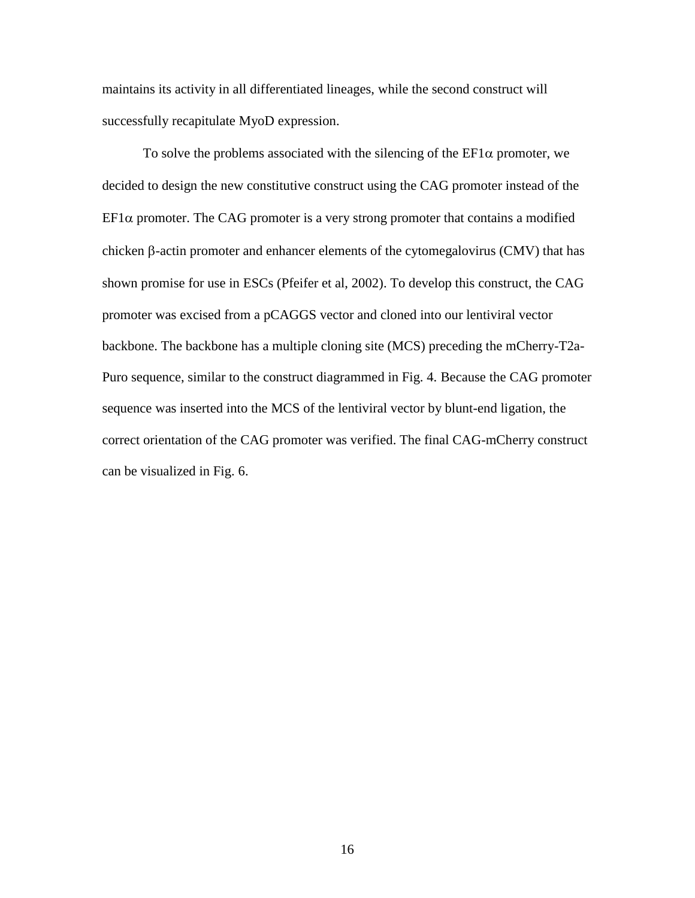maintains its activity in all differentiated lineages, while the second construct will successfully recapitulate MyoD expression.

To solve the problems associated with the silencing of the EF1$\alpha$ promoter, we decided to design the new constitutive construct using the CAG promoter instead of the EF1$\alpha$ promoter. The CAG promoter is a very strong promoter that contains a modified chicken $\beta$-actin promoter and enhancer elements of the cytomegalovirus (CMV) that has shown promise for use in ESCs (Pfeifer et al, 2002). To develop this construct, the CAG promoter was excised from a pCAGGS vector and cloned into our lentiviral vector backbone. The backbone has a multiple cloning site (MCS) preceding the mCherry-T2a-Puro sequence, similar to the construct diagrammed in Fig. 4. Because the CAG promoter sequence was inserted into the MCS of the lentiviral vector by blunt-end ligation, the correct orientation of the CAG promoter was verified. The final CAG-mCherry construct can be visualized in Fig. 6.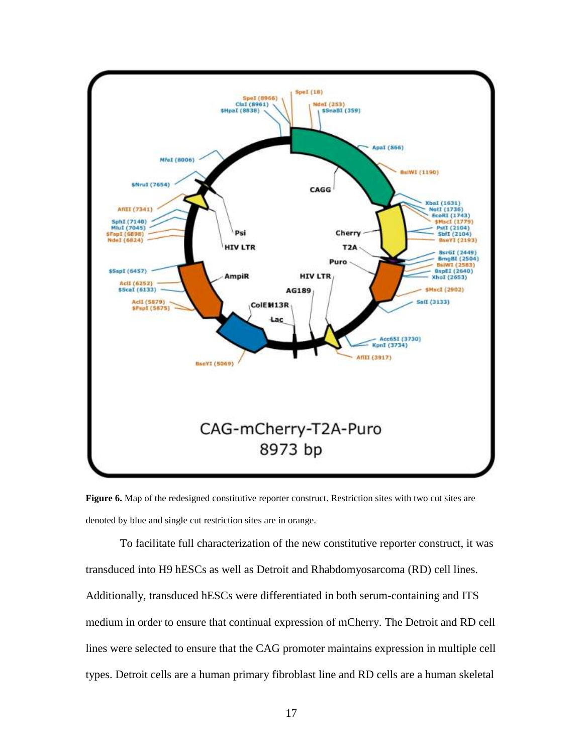**Figure 6.** Map of the redesigned constitutive reporter construct. Restriction sites with two cut sites are denoted by blue and single cut restriction sites are in orange.

To facilitate full characterization of the new constitutive reporter construct, it was transduced into H9 hESCs as well as Detroit and Rhabdomyosarcoma (RD) cell lines. Additionally, transduced hESCs were differentiated in both serum-containing and ITS medium in order to ensure that continual expression of mCherry. The Detroit and RD cell lines were selected to ensure that the CAG promoter maintains expression in multiple cell types. Detroit cells are a human primary fibroblast line and RD cells are a human skeletal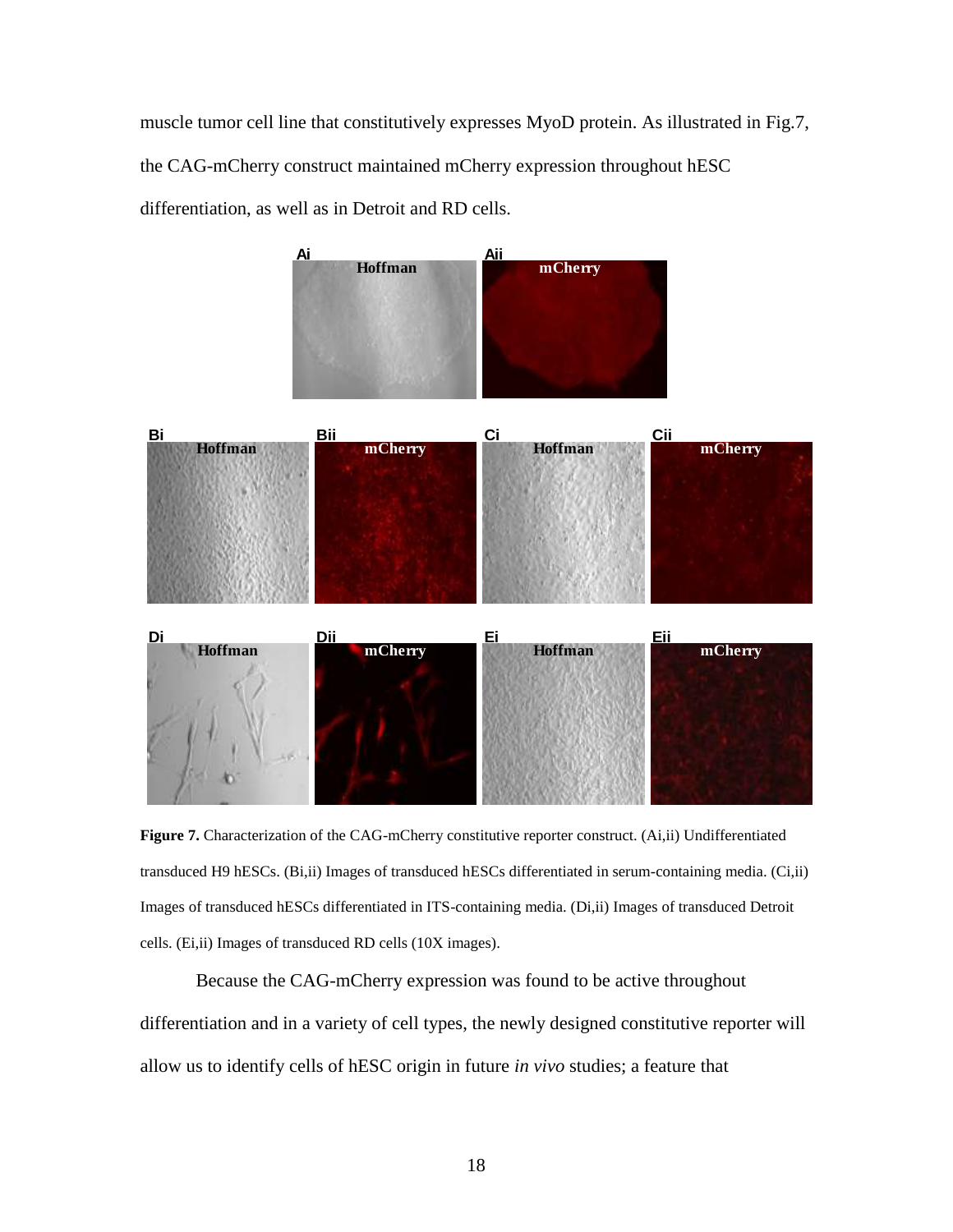muscle tumor cell line that constitutively expresses MyoD protein. As illustrated in Fig.7, the CAG-mCherry construct maintained mCherry expression throughout hESC differentiation, as well as in Detroit and RD cells.

**Figure 7.** Characterization of the CAG-mCherry constitutive reporter construct. (Ai,ii) Undifferentiated transduced H9 hESCs. (Bi,ii) Images of transduced hESCs differentiated in serum-containing media. (Ci,ii) Images of transduced hESCs differentiated in ITS-containing media. (Di,ii) Images of transduced Detroit cells. (Ei,ii) Images of transduced RD cells (10X images).

Because the CAG-mCherry expression was found to be active throughout differentiation and in a variety of cell types, the newly designed constitutive reporter will allow us to identify cells of hESC origin in future *in vivo* studies; a feature that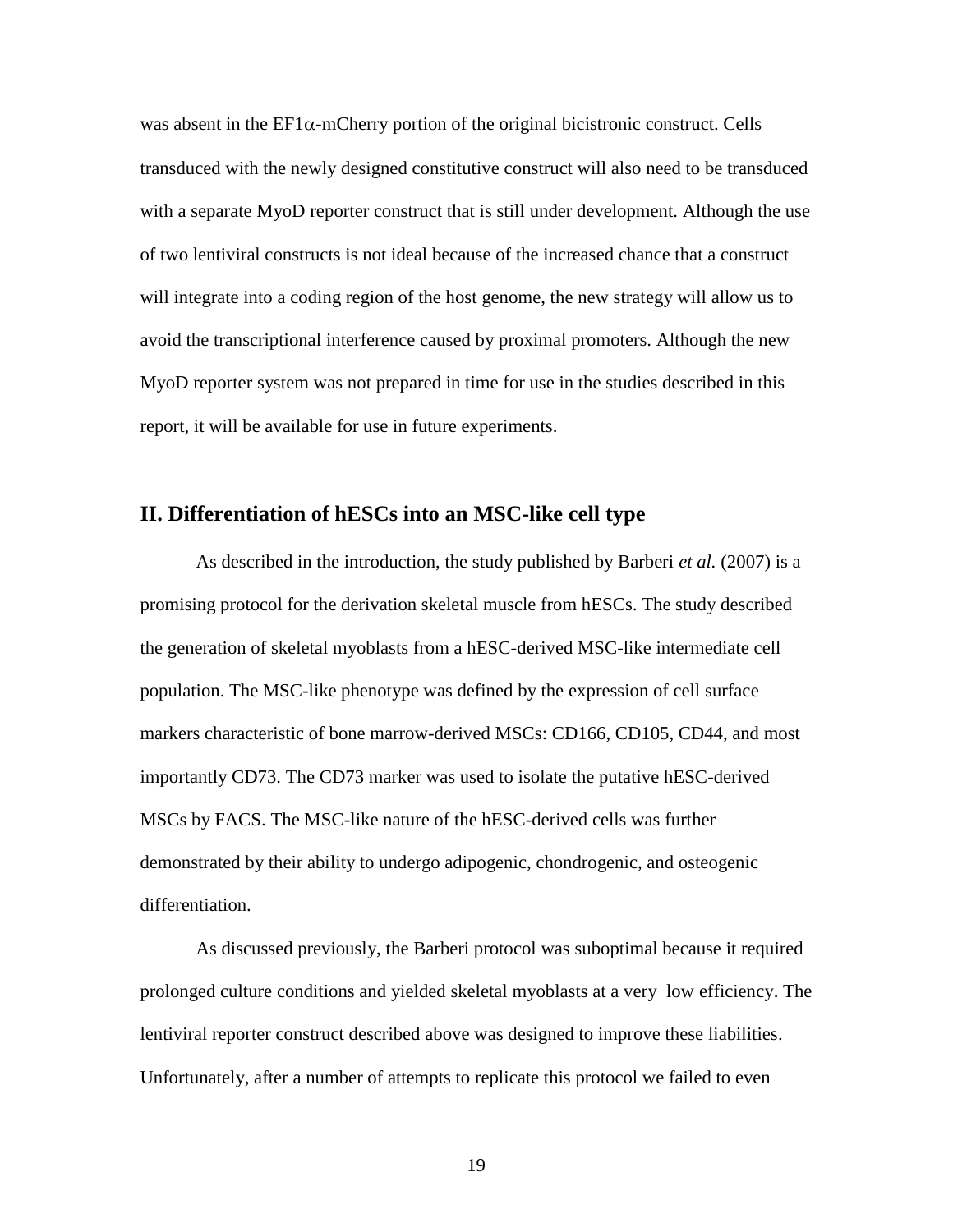was absent in the EF1$\alpha$-mCherry portion of the original bicistronic construct. Cells transduced with the newly designed constitutive construct will also need to be transduced with a separate MyoD reporter construct that is still under development. Although the use of two lentiviral constructs is not ideal because of the increased chance that a construct will integrate into a coding region of the host genome, the new strategy will allow us to avoid the transcriptional interference caused by proximal promoters. Although the new MyoD reporter system was not prepared in time for use in the studies described in this report, it will be available for use in future experiments.

## II. Differentiation of hESCs into an MSC-like cell type

As described in the introduction, the study published by Barberi *et al.* (2007) is a promising protocol for the derivation skeletal muscle from hESCs. The study described the generation of skeletal myoblasts from a hESC-derived MSC-like intermediate cell population. The MSC-like phenotype was defined by the expression of cell surface markers characteristic of bone marrow-derived MSCs: CD166, CD105, CD44, and most importantly CD73. The CD73 marker was used to isolate the putative hESC-derived MSCs by FACS. The MSC-like nature of the hESC-derived cells was further demonstrated by their ability to undergo adipogenic, chondrogenic, and osteogenic differentiation.

As discussed previously, the Barberi protocol was suboptimal because it required prolonged culture conditions and yielded skeletal myoblasts at a very low efficiency. The lentiviral reporter construct described above was designed to improve these liabilities. Unfortunately, after a number of attempts to replicate this protocol we failed to even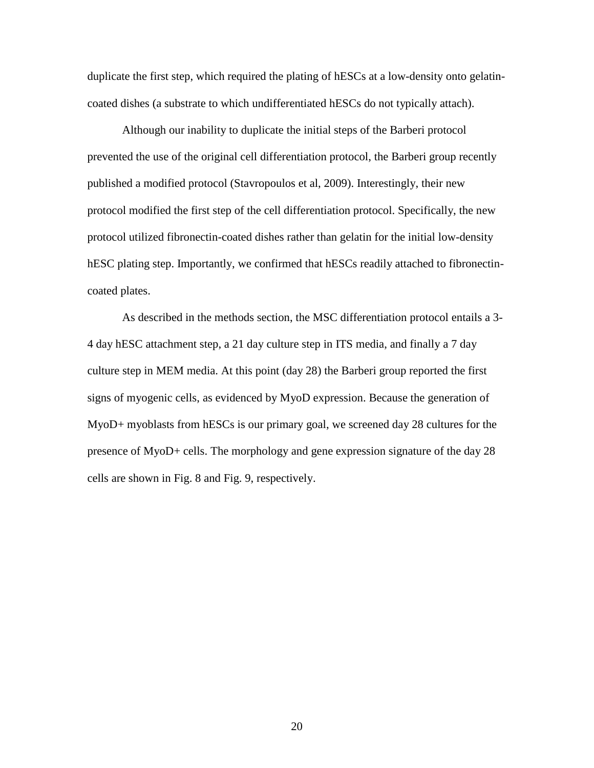duplicate the first step, which required the plating of hESCs at a low-density onto gelatin-coated dishes (a substrate to which undifferentiated hESCs do not typically attach).

Although our inability to duplicate the initial steps of the Barberi protocol prevented the use of the original cell differentiation protocol, the Barberi group recently published a modified protocol (Stavropoulos et al, 2009). Interestingly, their new protocol modified the first step of the cell differentiation protocol. Specifically, the new protocol utilized fibronectin-coated dishes rather than gelatin for the initial low-density hESC plating step. Importantly, we confirmed that hESCs readily attached to fibronectin-coated plates.

As described in the methods section, the MSC differentiation protocol entails a 3-4 day hESC attachment step, a 21 day culture step in ITS media, and finally a 7 day culture step in MEM media. At this point (day 28) the Barberi group reported the first signs of myogenic cells, as evidenced by MyoD expression. Because the generation of MyoD+ myoblasts from hESCs is our primary goal, we screened day 28 cultures for the presence of MyoD+ cells. The morphology and gene expression signature of the day 28 cells are shown in Fig. 8 and Fig. 9, respectively.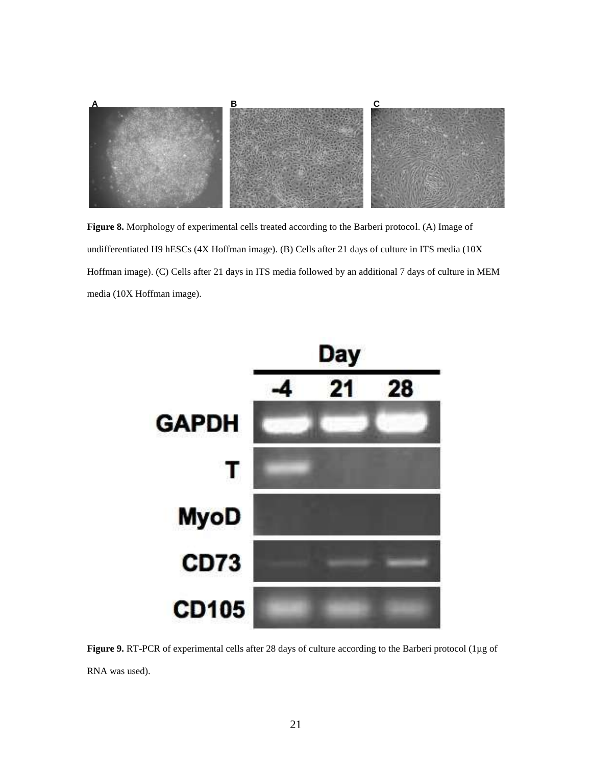**Figure 8.** Morphology of experimental cells treated according to the Barberi protocol. (A) Image of undifferentiated H9 hESCs (4X Hoffman image). (B) Cells after 21 days of culture in ITS media (10X Hoffman image). (C) Cells after 21 days in ITS media followed by an additional 7 days of culture in MEM media (10X Hoffman image).

**Figure 9.** RT-PCR of experimental cells after 28 days of culture according to the Barberi protocol (1µg of RNA was used).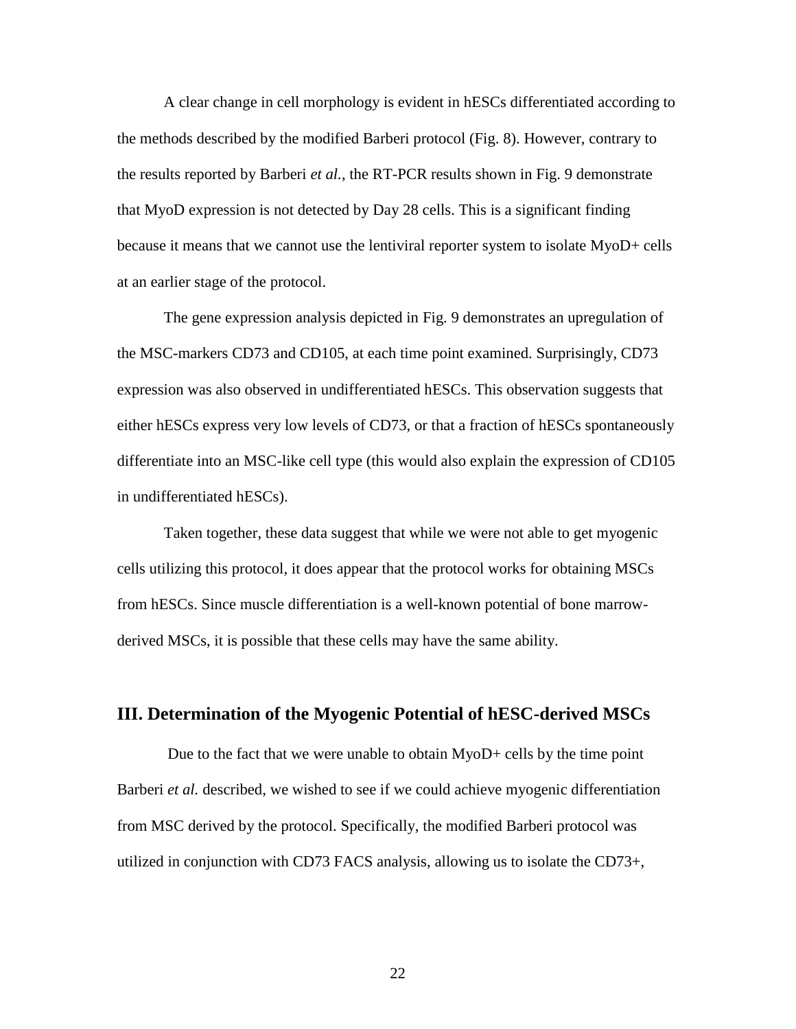A clear change in cell morphology is evident in hESCs differentiated according to the methods described by the modified Barberi protocol (Fig. 8). However, contrary to the results reported by Barberi *et al.*, the RT-PCR results shown in Fig. 9 demonstrate that MyoD expression is not detected by Day 28 cells. This is a significant finding because it means that we cannot use the lentiviral reporter system to isolate MyoD+ cells at an earlier stage of the protocol.

The gene expression analysis depicted in Fig. 9 demonstrates an upregulation of the MSC-markers CD73 and CD105, at each time point examined. Surprisingly, CD73 expression was also observed in undifferentiated hESCs. This observation suggests that either hESCs express very low levels of CD73, or that a fraction of hESCs spontaneously differentiate into an MSC-like cell type (this would also explain the expression of CD105 in undifferentiated hESCs).

Taken together, these data suggest that while we were not able to get myogenic cells utilizing this protocol, it does appear that the protocol works for obtaining MSCs from hESCs. Since muscle differentiation is a well-known potential of bone marrow-derived MSCs, it is possible that these cells may have the same ability.

## III. Determination of the Myogenic Potential of hESC-derived MSCs

Due to the fact that we were unable to obtain MyoD+ cells by the time point Barberi *et al.* described, we wished to see if we could achieve myogenic differentiation from MSC derived by the protocol. Specifically, the modified Barberi protocol was utilized in conjunction with CD73 FACS analysis, allowing us to isolate the CD73+,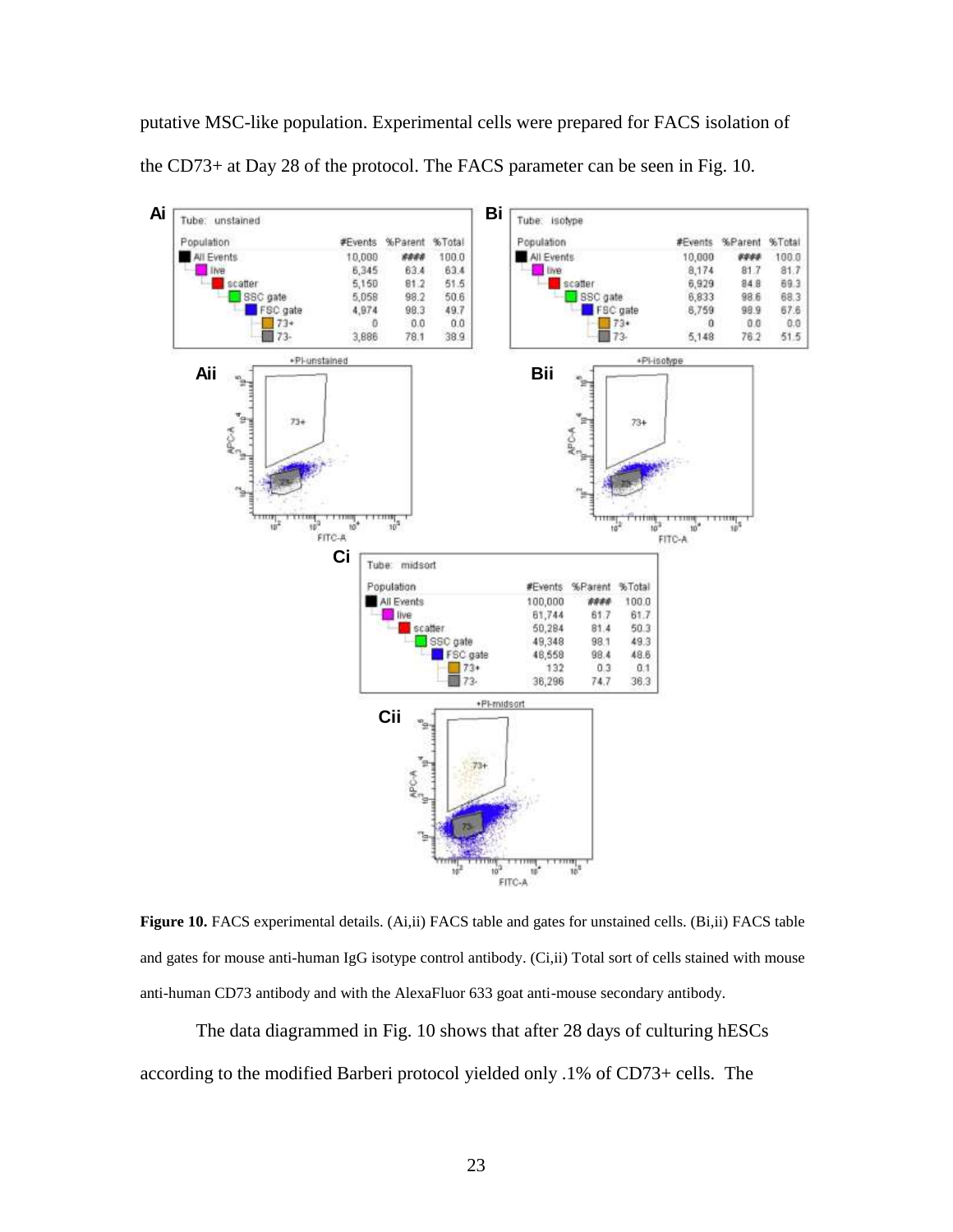putative MSC-like population. Experimental cells were prepared for FACS isolation of the CD73+ at Day 28 of the protocol. The FACS parameter can be seen in Fig. 10.

**Ai** Tube: unstained

| Population | #Events | %Parent | %Total |
|---|---|---|---|
| All Events | 10,000 | #### | 100.0 |
| live | 6,345 | 63.4 | 63.4 |
| scatter | 5,150 | 81.2 | 51.5 |
| SSC gate | 5,058 | 98.2 | 50.6 |
| FSC gate | 4,974 | 98.3 | 49.7 |
| 73+ | 0 | 0.0 | 0.0 |
| 73- | 3,886 | 78.1 | 38.9 |

**Bi** Tube: isotype

| Population | #Events | %Parent | %Total |
|---|---|---|---|
| All Events | 10,000 | #### | 100.0 |
| live | 8,174 | 81.7 | 81.7 |
| scatter | 6,929 | 84.8 | 69.3 |
| SSC gate | 6,833 | 98.6 | 68.3 |
| FSC gate | 6,759 | 98.9 | 67.6 |
| 73+ | 0 | 0.0 | 0.0 |
| 73- | 5,148 | 76.2 | 51.5 |

**Ci** Tube: midsort

| Population | #Events | %Parent | %Total |
|---|---|---|---|
| All Events | 100,000 | #### | 100.0 |
| live | 61,744 | 61.7 | 61.7 |
| scatter | 50,284 | 81.4 | 50.3 |
| SSC gate | 49,348 | 98.1 | 49.3 |
| FSC gate | 48,558 | 98.4 | 48.6 |
| 73+ | 132 | 0.3 | 0.1 |
| 73- | 36,296 | 74.7 | 36.3 |

**Figure 10.** FACS experimental details. (Ai,ii) FACS table and gates for unstained cells. (Bi,ii) FACS table and gates for mouse anti-human IgG isotype control antibody. (Ci,ii) Total sort of cells stained with mouse anti-human CD73 antibody and with the AlexaFluor 633 goat anti-mouse secondary antibody.

The data diagrammed in Fig. 10 shows that after 28 days of culturing hESCs according to the modified Barberi protocol yielded only .1% of CD73+ cells. The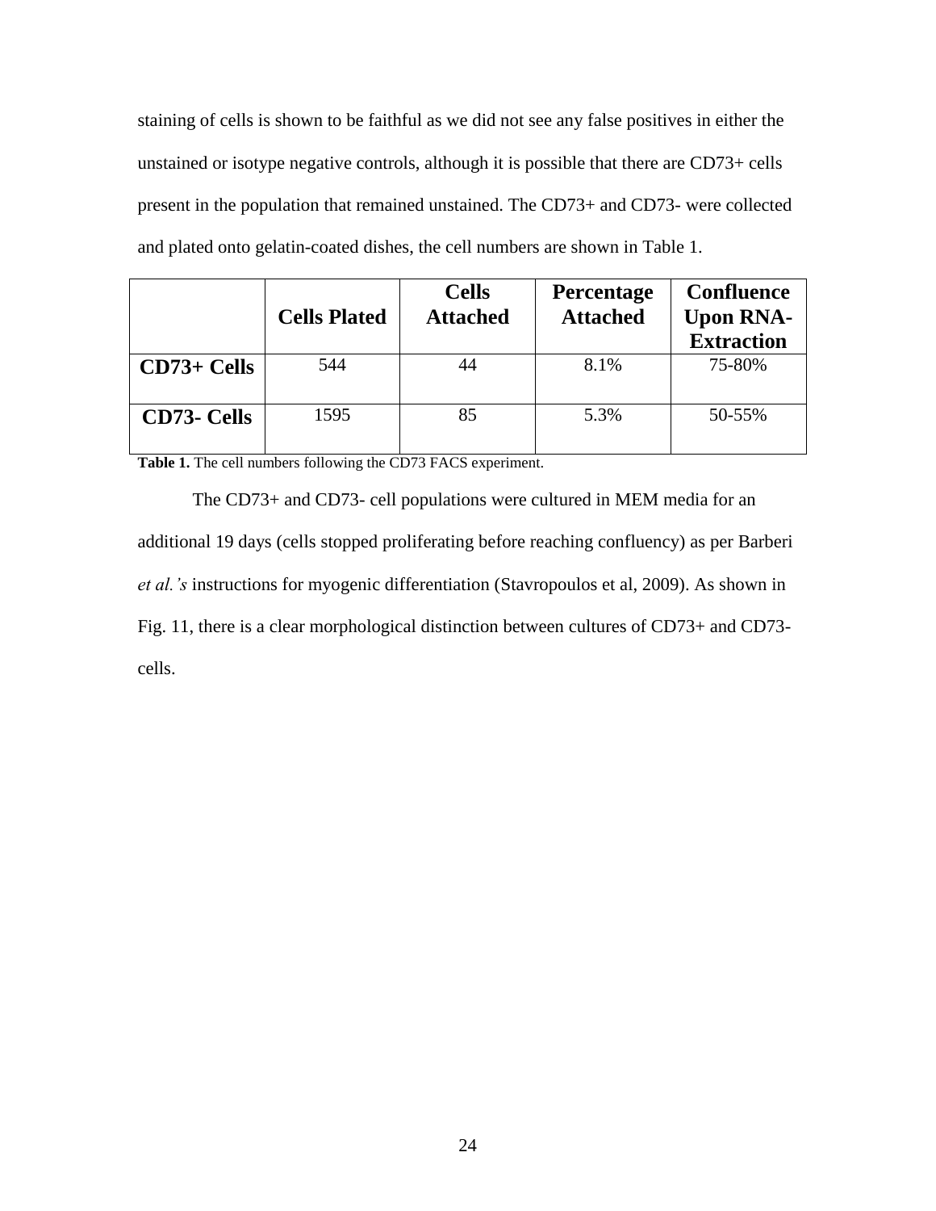staining of cells is shown to be faithful as we did not see any false positives in either the unstained or isotype negative controls, although it is possible that there are CD73+ cells present in the population that remained unstained. The CD73+ and CD73- were collected and plated onto gelatin-coated dishes, the cell numbers are shown in Table 1.

| | **Cells Plated** | **Cells Attached** | **Percentage Attached** | **Confluence Upon RNA-Extraction** |
|---|---|---|---|---|
| **CD73+ Cells** | 544 | 44 | 8.1% | 75-80% |
| **CD73- Cells** | 1595 | 85 | 5.3% | 50-55% |

**Table 1.** The cell numbers following the CD73 FACS experiment.

The CD73+ and CD73- cell populations were cultured in MEM media for an additional 19 days (cells stopped proliferating before reaching confluency) as per Barberi *et al.'s* instructions for myogenic differentiation (Stavropoulos et al, 2009). As shown in Fig. 11, there is a clear morphological distinction between cultures of CD73+ and CD73- cells.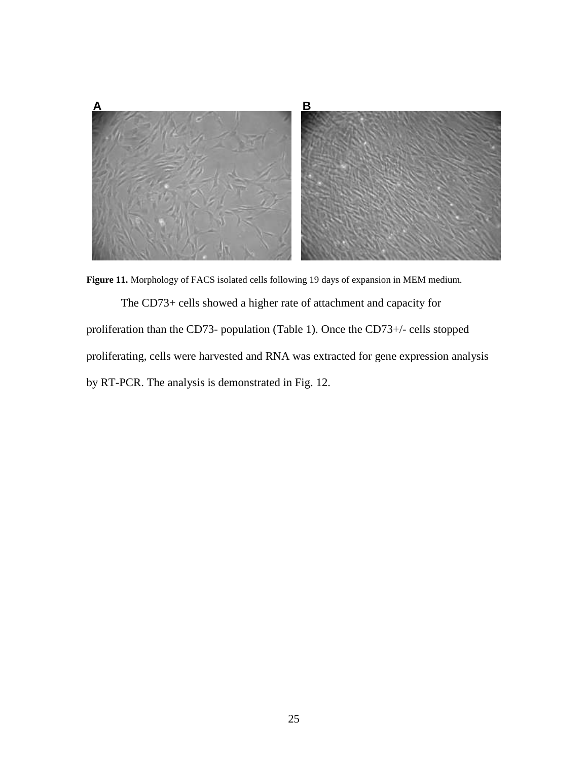A B

**Figure 11.** Morphology of FACS isolated cells following 19 days of expansion in MEM medium.

The CD73+ cells showed a higher rate of attachment and capacity for proliferation than the CD73- population (Table 1). Once the CD73+/- cells stopped proliferating, cells were harvested and RNA was extracted for gene expression analysis by RT-PCR. The analysis is demonstrated in Fig. 12.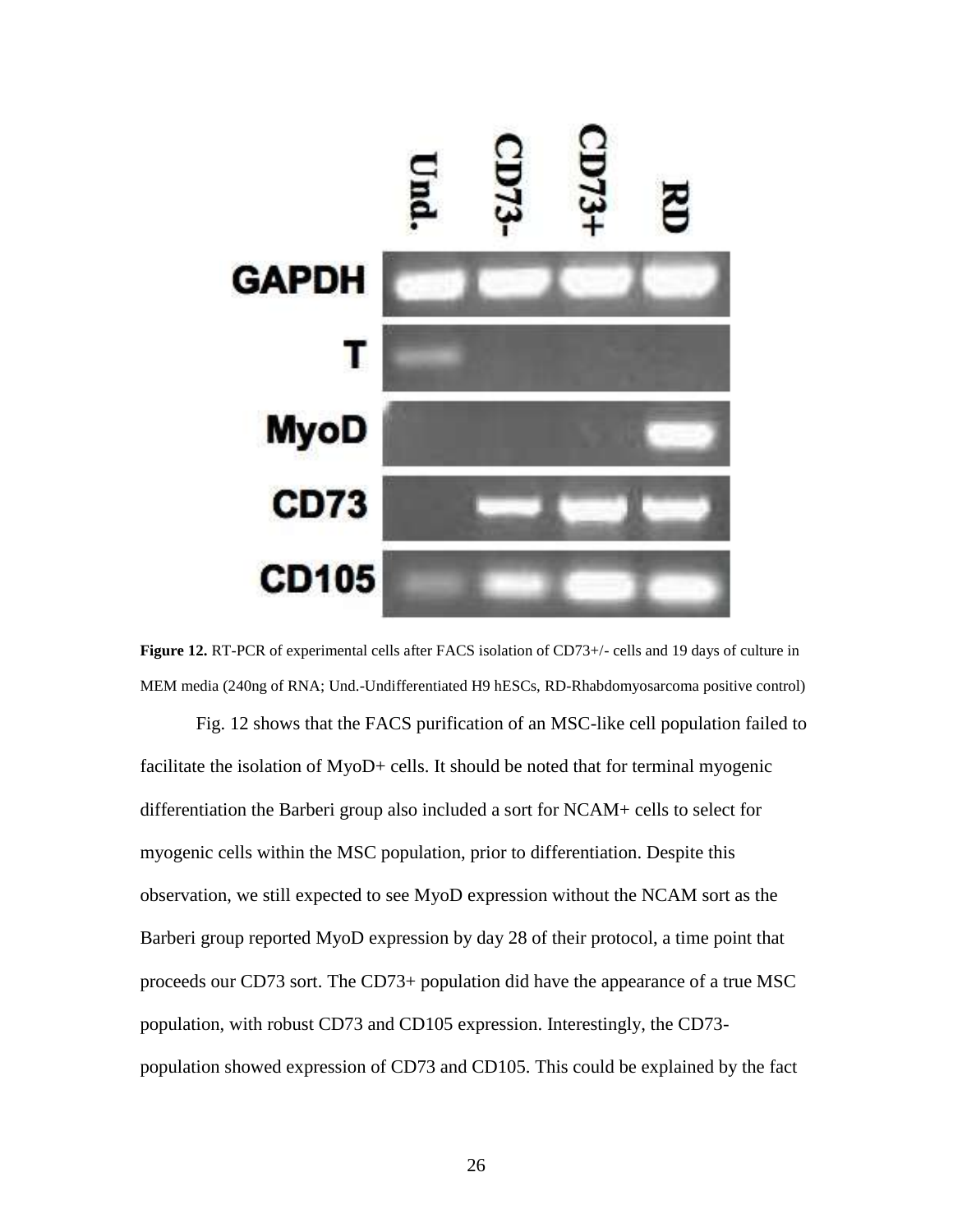**Figure 12.** RT-PCR of experimental cells after FACS isolation of CD73+/- cells and 19 days of culture in MEM media (240ng of RNA; Und.-Undifferentiated H9 hESCs, RD-Rhabdomyosarcoma positive control)

Fig. 12 shows that the FACS purification of an MSC-like cell population failed to facilitate the isolation of MyoD+ cells. It should be noted that for terminal myogenic differentiation the Barberi group also included a sort for NCAM+ cells to select for myogenic cells within the MSC population, prior to differentiation. Despite this observation, we still expected to see MyoD expression without the NCAM sort as the Barberi group reported MyoD expression by day 28 of their protocol, a time point that proceeds our CD73 sort. The CD73+ population did have the appearance of a true MSC population, with robust CD73 and CD105 expression. Interestingly, the CD73- population showed expression of CD73 and CD105. This could be explained by the fact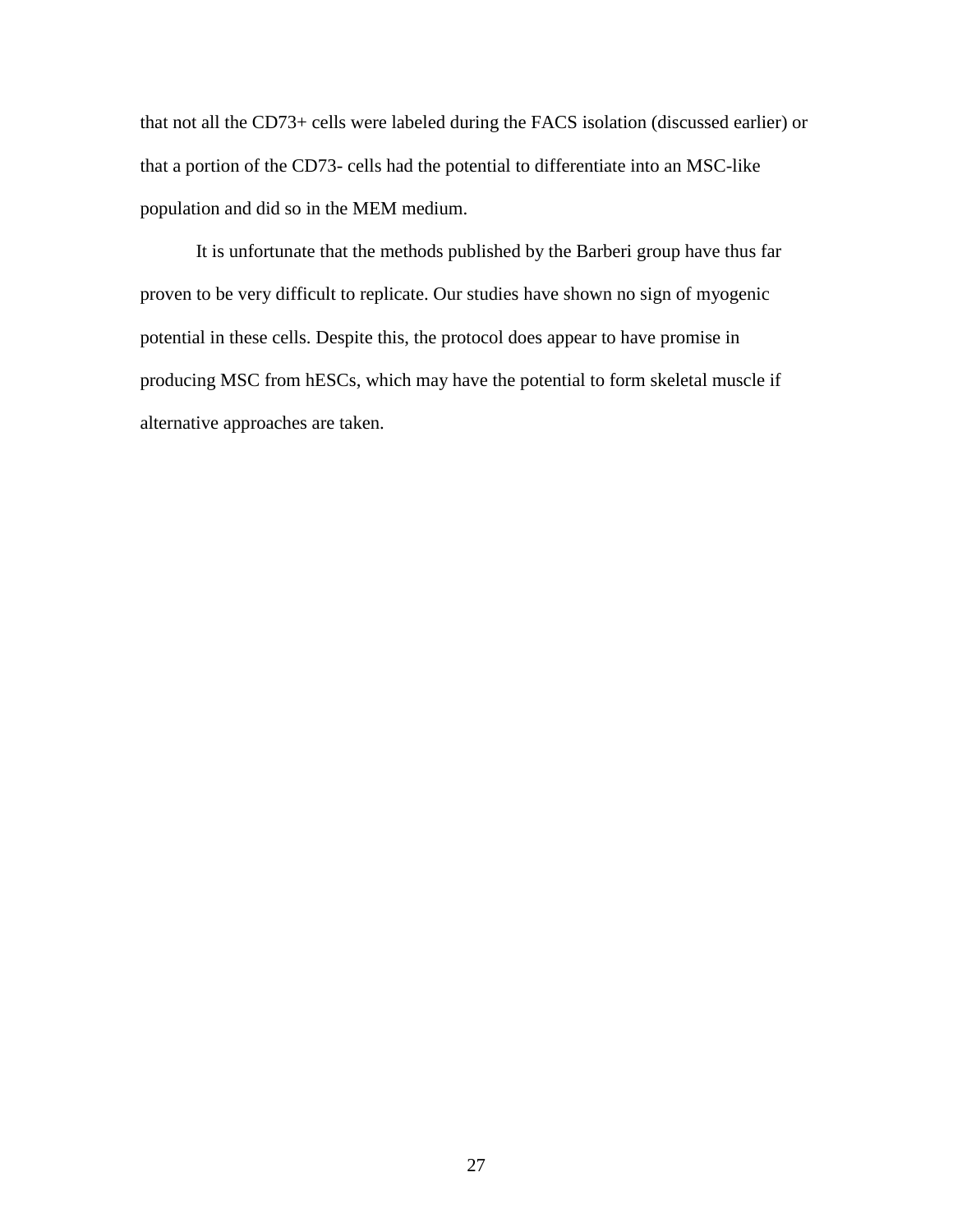that not all the CD73+ cells were labeled during the FACS isolation (discussed earlier) or that a portion of the CD73- cells had the potential to differentiate into an MSC-like population and did so in the MEM medium.

It is unfortunate that the methods published by the Barberi group have thus far proven to be very difficult to replicate. Our studies have shown no sign of myogenic potential in these cells. Despite this, the protocol does appear to have promise in producing MSC from hESCs, which may have the potential to form skeletal muscle if alternative approaches are taken.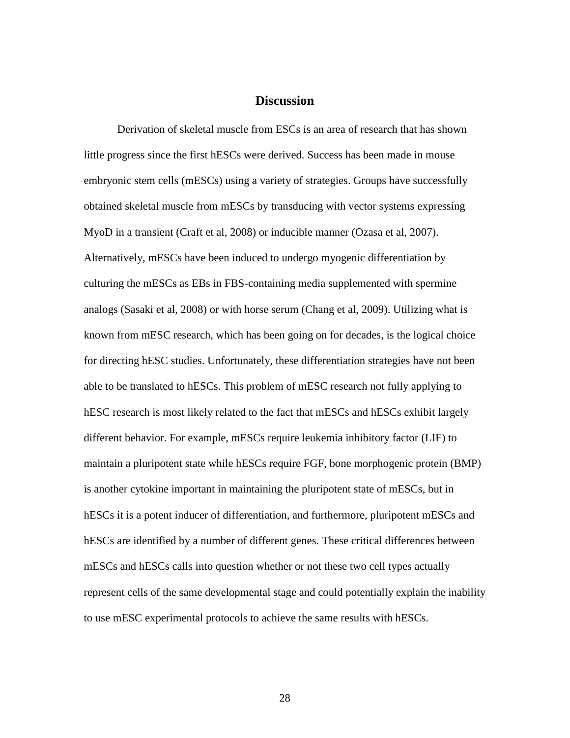# Discussion

Derivation of skeletal muscle from ESCs is an area of research that has shown little progress since the first hESCs were derived. Success has been made in mouse embryonic stem cells (mESCs) using a variety of strategies. Groups have successfully obtained skeletal muscle from mESCs by transducing with vector systems expressing MyoD in a transient (Craft et al, 2008) or inducible manner (Ozasa et al, 2007). Alternatively, mESCs have been induced to undergo myogenic differentiation by culturing the mESCs as EBs in FBS-containing media supplemented with spermine analogs (Sasaki et al, 2008) or with horse serum (Chang et al, 2009). Utilizing what is known from mESC research, which has been going on for decades, is the logical choice for directing hESC studies. Unfortunately, these differentiation strategies have not been able to be translated to hESCs. This problem of mESC research not fully applying to hESC research is most likely related to the fact that mESCs and hESCs exhibit largely different behavior. For example, mESCs require leukemia inhibitory factor (LIF) to maintain a pluripotent state while hESCs require FGF, bone morphogenic protein (BMP) is another cytokine important in maintaining the pluripotent state of mESCs, but in hESCs it is a potent inducer of differentiation, and furthermore, pluripotent mESCs and hESCs are identified by a number of different genes. These critical differences between mESCs and hESCs calls into question whether or not these two cell types actually represent cells of the same developmental stage and could potentially explain the inability to use mESC experimental protocols to achieve the same results with hESCs.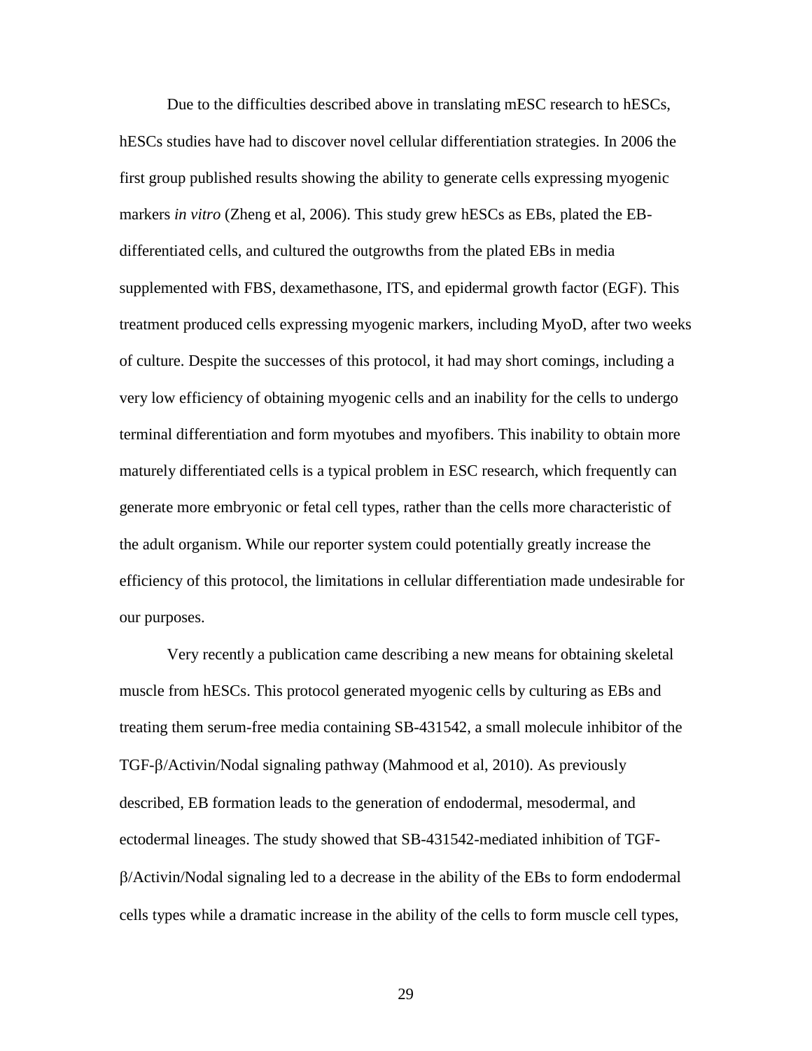Due to the difficulties described above in translating mESC research to hESCs, hESCs studies have had to discover novel cellular differentiation strategies. In 2006 the first group published results showing the ability to generate cells expressing myogenic markers *in vitro* (Zheng et al, 2006). This study grew hESCs as EBs, plated the EB-differentiated cells, and cultured the outgrowths from the plated EBs in media supplemented with FBS, dexamethasone, ITS, and epidermal growth factor (EGF). This treatment produced cells expressing myogenic markers, including MyoD, after two weeks of culture. Despite the successes of this protocol, it had may short comings, including a very low efficiency of obtaining myogenic cells and an inability for the cells to undergo terminal differentiation and form myotubes and myofibers. This inability to obtain more maturely differentiated cells is a typical problem in ESC research, which frequently can generate more embryonic or fetal cell types, rather than the cells more characteristic of the adult organism. While our reporter system could potentially greatly increase the efficiency of this protocol, the limitations in cellular differentiation made undesirable for our purposes.

Very recently a publication came describing a new means for obtaining skeletal muscle from hESCs. This protocol generated myogenic cells by culturing as EBs and treating them serum-free media containing SB-431542, a small molecule inhibitor of the TGF-β/Activin/Nodal signaling pathway (Mahmood et al, 2010). As previously described, EB formation leads to the generation of endodermal, mesodermal, and ectodermal lineages. The study showed that SB-431542-mediated inhibition of TGF-β/Activin/Nodal signaling led to a decrease in the ability of the EBs to form endodermal cells types while a dramatic increase in the ability of the cells to form muscle cell types,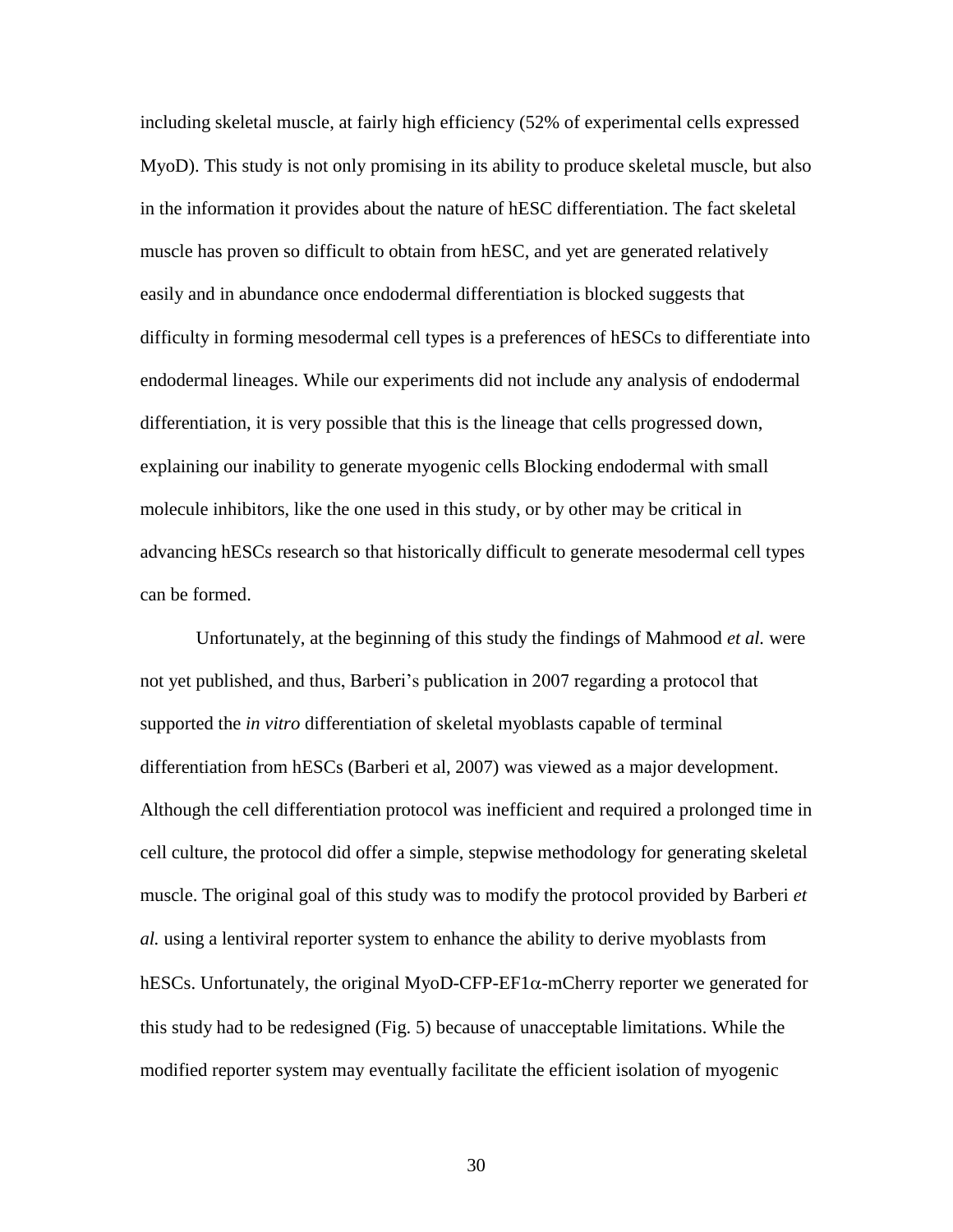including skeletal muscle, at fairly high efficiency (52% of experimental cells expressed MyoD). This study is not only promising in its ability to produce skeletal muscle, but also in the information it provides about the nature of hESC differentiation. The fact skeletal muscle has proven so difficult to obtain from hESC, and yet are generated relatively easily and in abundance once endodermal differentiation is blocked suggests that difficulty in forming mesodermal cell types is a preferences of hESCs to differentiate into endodermal lineages. While our experiments did not include any analysis of endodermal differentiation, it is very possible that this is the lineage that cells progressed down, explaining our inability to generate myogenic cells Blocking endodermal with small molecule inhibitors, like the one used in this study, or by other may be critical in advancing hESCs research so that historically difficult to generate mesodermal cell types can be formed.

Unfortunately, at the beginning of this study the findings of Mahmood *et al.* were not yet published, and thus, Barberi's publication in 2007 regarding a protocol that supported the *in vitro* differentiation of skeletal myoblasts capable of terminal differentiation from hESCs (Barberi et al, 2007) was viewed as a major development. Although the cell differentiation protocol was inefficient and required a prolonged time in cell culture, the protocol did offer a simple, stepwise methodology for generating skeletal muscle. The original goal of this study was to modify the protocol provided by Barberi *et al.* using a lentiviral reporter system to enhance the ability to derive myoblasts from hESCs. Unfortunately, the original MyoD-CFP-EF1$\alpha$-mCherry reporter we generated for this study had to be redesigned (Fig. 5) because of unacceptable limitations. While the modified reporter system may eventually facilitate the efficient isolation of myogenic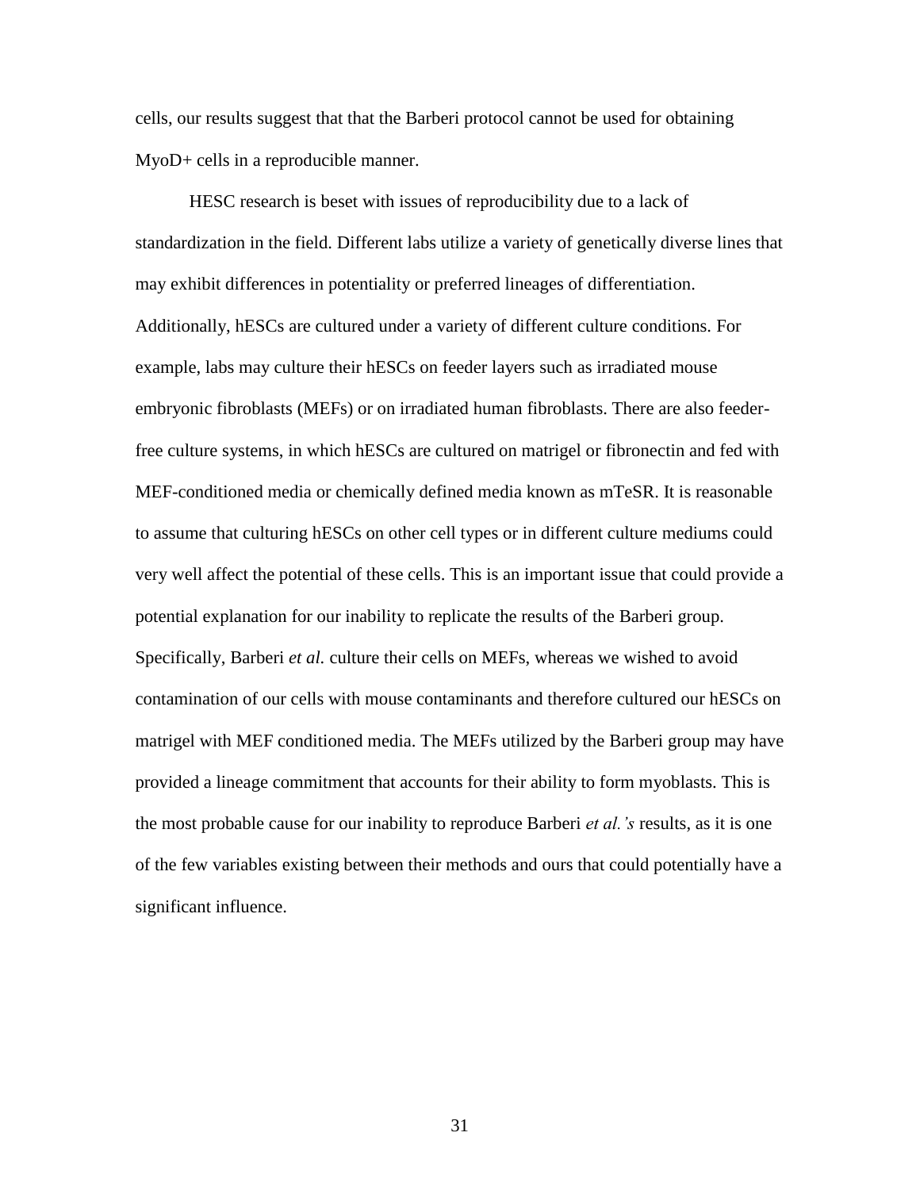cells, our results suggest that that the Barberi protocol cannot be used for obtaining MyoD+ cells in a reproducible manner.

HESC research is beset with issues of reproducibility due to a lack of standardization in the field. Different labs utilize a variety of genetically diverse lines that may exhibit differences in potentiality or preferred lineages of differentiation. Additionally, hESCs are cultured under a variety of different culture conditions. For example, labs may culture their hESCs on feeder layers such as irradiated mouse embryonic fibroblasts (MEFs) or on irradiated human fibroblasts. There are also feeder-free culture systems, in which hESCs are cultured on matrigel or fibronectin and fed with MEF-conditioned media or chemically defined media known as mTeSR. It is reasonable to assume that culturing hESCs on other cell types or in different culture mediums could very well affect the potential of these cells. This is an important issue that could provide a potential explanation for our inability to replicate the results of the Barberi group. Specifically, Barberi *et al.* culture their cells on MEFs, whereas we wished to avoid contamination of our cells with mouse contaminants and therefore cultured our hESCs on matrigel with MEF conditioned media. The MEFs utilized by the Barberi group may have provided a lineage commitment that accounts for their ability to form myoblasts. This is the most probable cause for our inability to reproduce Barberi *et al.'s* results, as it is one of the few variables existing between their methods and ours that could potentially have a significant influence.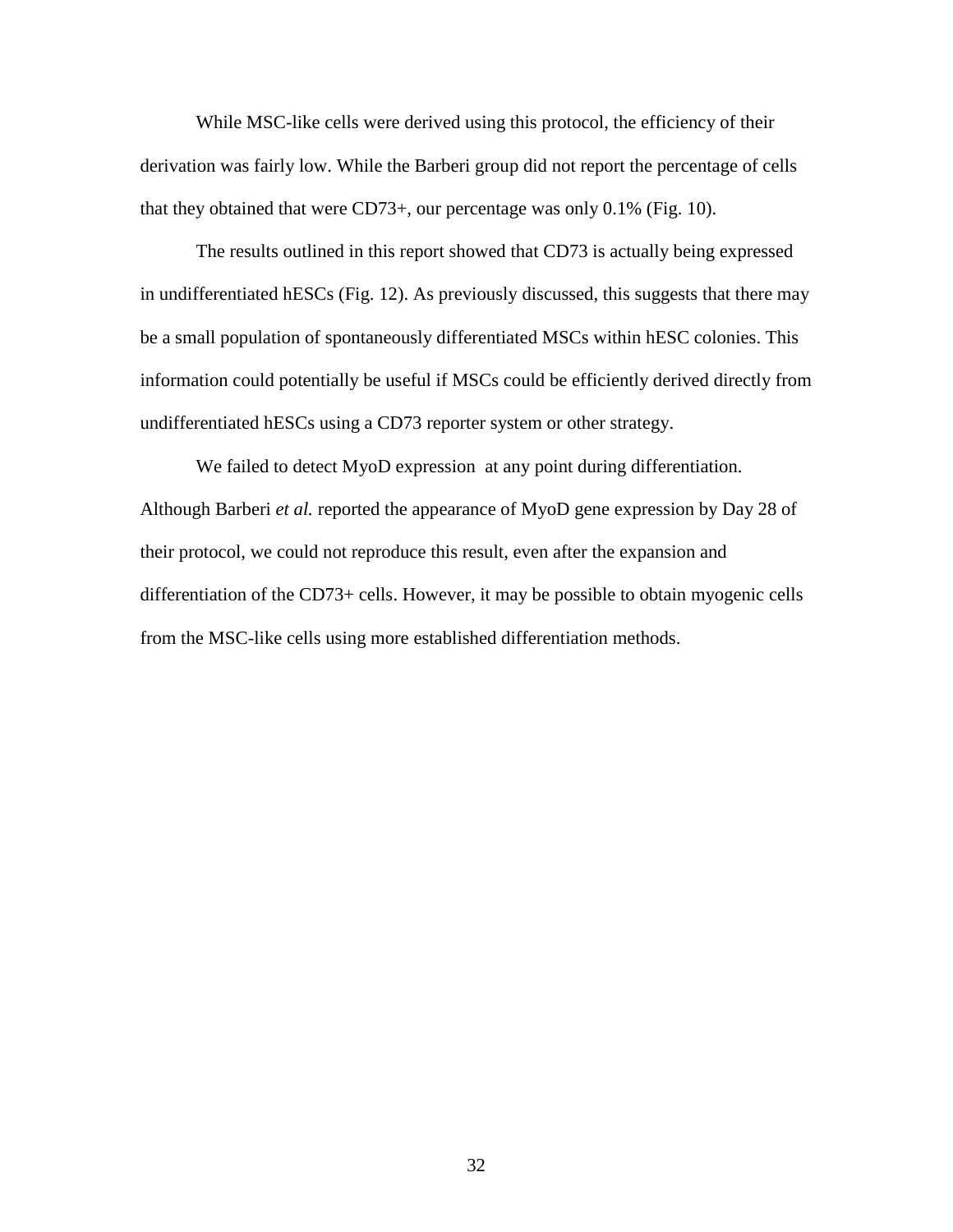While MSC-like cells were derived using this protocol, the efficiency of their derivation was fairly low. While the Barberi group did not report the percentage of cells that they obtained that were CD73+, our percentage was only 0.1% (Fig. 10).

The results outlined in this report showed that CD73 is actually being expressed in undifferentiated hESCs (Fig. 12). As previously discussed, this suggests that there may be a small population of spontaneously differentiated MSCs within hESC colonies. This information could potentially be useful if MSCs could be efficiently derived directly from undifferentiated hESCs using a CD73 reporter system or other strategy.

We failed to detect MyoD expression at any point during differentiation. Although Barberi *et al.* reported the appearance of MyoD gene expression by Day 28 of their protocol, we could not reproduce this result, even after the expansion and differentiation of the CD73+ cells. However, it may be possible to obtain myogenic cells from the MSC-like cells using more established differentiation methods.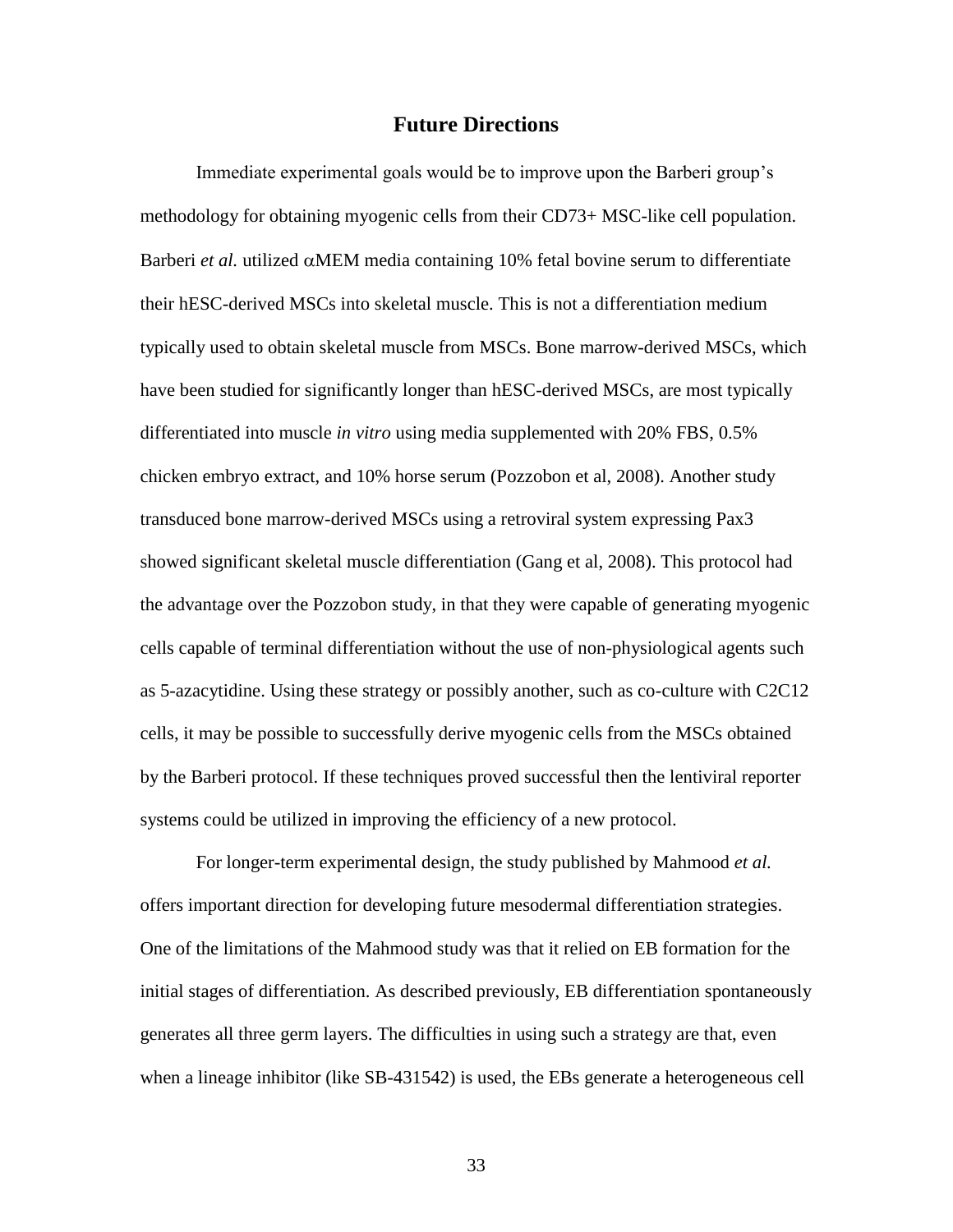## Future Directions

Immediate experimental goals would be to improve upon the Barberi group's methodology for obtaining myogenic cells from their CD73+ MSC-like cell population. Barberi *et al.* utilized αMEM media containing 10% fetal bovine serum to differentiate their hESC-derived MSCs into skeletal muscle. This is not a differentiation medium typically used to obtain skeletal muscle from MSCs. Bone marrow-derived MSCs, which have been studied for significantly longer than hESC-derived MSCs, are most typically differentiated into muscle *in vitro* using media supplemented with 20% FBS, 0.5% chicken embryo extract, and 10% horse serum (Pozzobon et al, 2008). Another study transduced bone marrow-derived MSCs using a retroviral system expressing Pax3 showed significant skeletal muscle differentiation (Gang et al, 2008). This protocol had the advantage over the Pozzobon study, in that they were capable of generating myogenic cells capable of terminal differentiation without the use of non-physiological agents such as 5-azacytidine. Using these strategy or possibly another, such as co-culture with C2C12 cells, it may be possible to successfully derive myogenic cells from the MSCs obtained by the Barberi protocol. If these techniques proved successful then the lentiviral reporter systems could be utilized in improving the efficiency of a new protocol.

For longer-term experimental design, the study published by Mahmood *et al.* offers important direction for developing future mesodermal differentiation strategies. One of the limitations of the Mahmood study was that it relied on EB formation for the initial stages of differentiation. As described previously, EB differentiation spontaneously generates all three germ layers. The difficulties in using such a strategy are that, even when a lineage inhibitor (like SB-431542) is used, the EBs generate a heterogeneous cell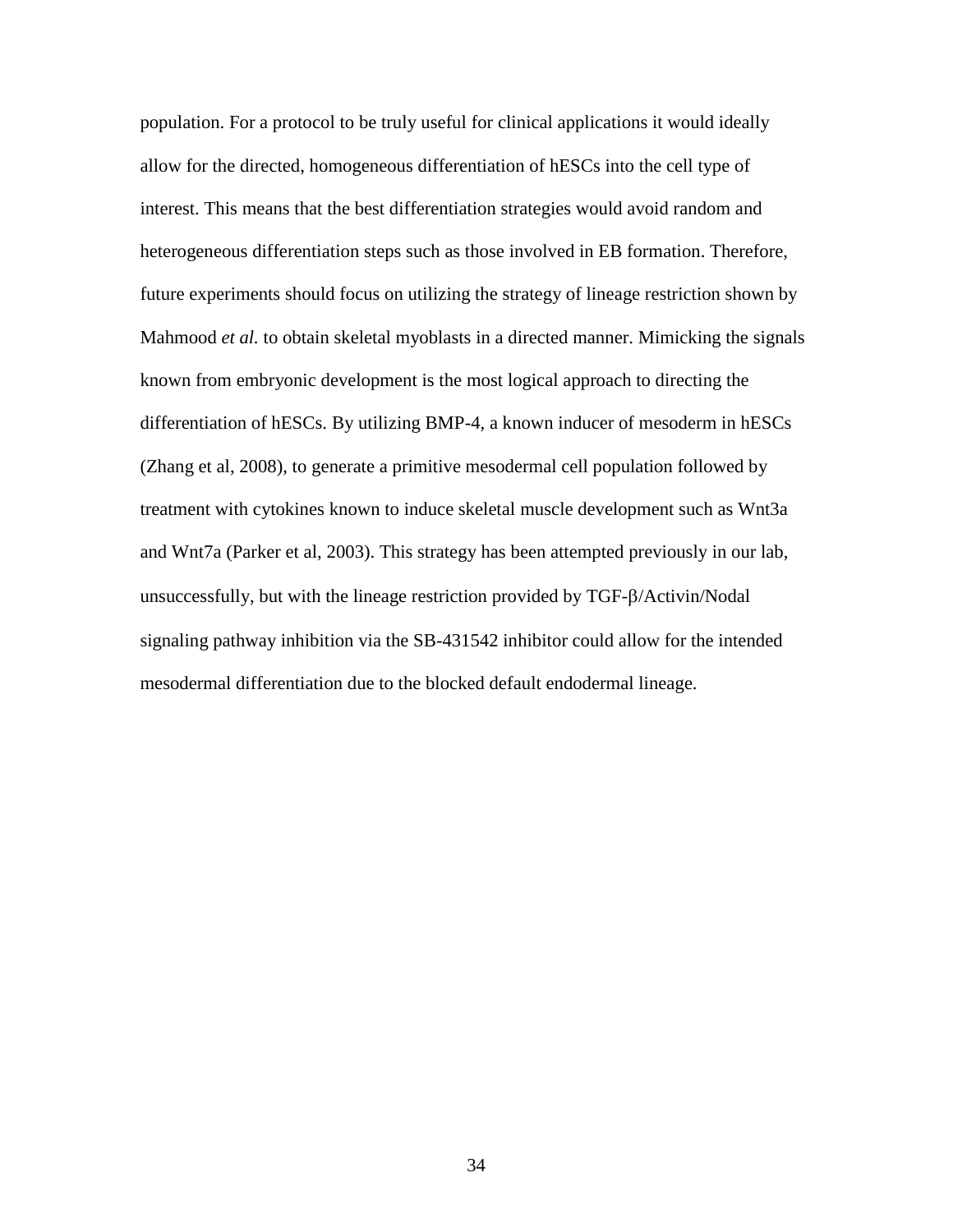population. For a protocol to be truly useful for clinical applications it would ideally allow for the directed, homogeneous differentiation of hESCs into the cell type of interest. This means that the best differentiation strategies would avoid random and heterogeneous differentiation steps such as those involved in EB formation. Therefore, future experiments should focus on utilizing the strategy of lineage restriction shown by Mahmood *et al.* to obtain skeletal myoblasts in a directed manner. Mimicking the signals known from embryonic development is the most logical approach to directing the differentiation of hESCs. By utilizing BMP-4, a known inducer of mesoderm in hESCs (Zhang et al, 2008), to generate a primitive mesodermal cell population followed by treatment with cytokines known to induce skeletal muscle development such as Wnt3a and Wnt7a (Parker et al, 2003). This strategy has been attempted previously in our lab, unsuccessfully, but with the lineage restriction provided by TGF-β/Activin/Nodal signaling pathway inhibition via the SB-431542 inhibitor could allow for the intended mesodermal differentiation due to the blocked default endodermal lineage.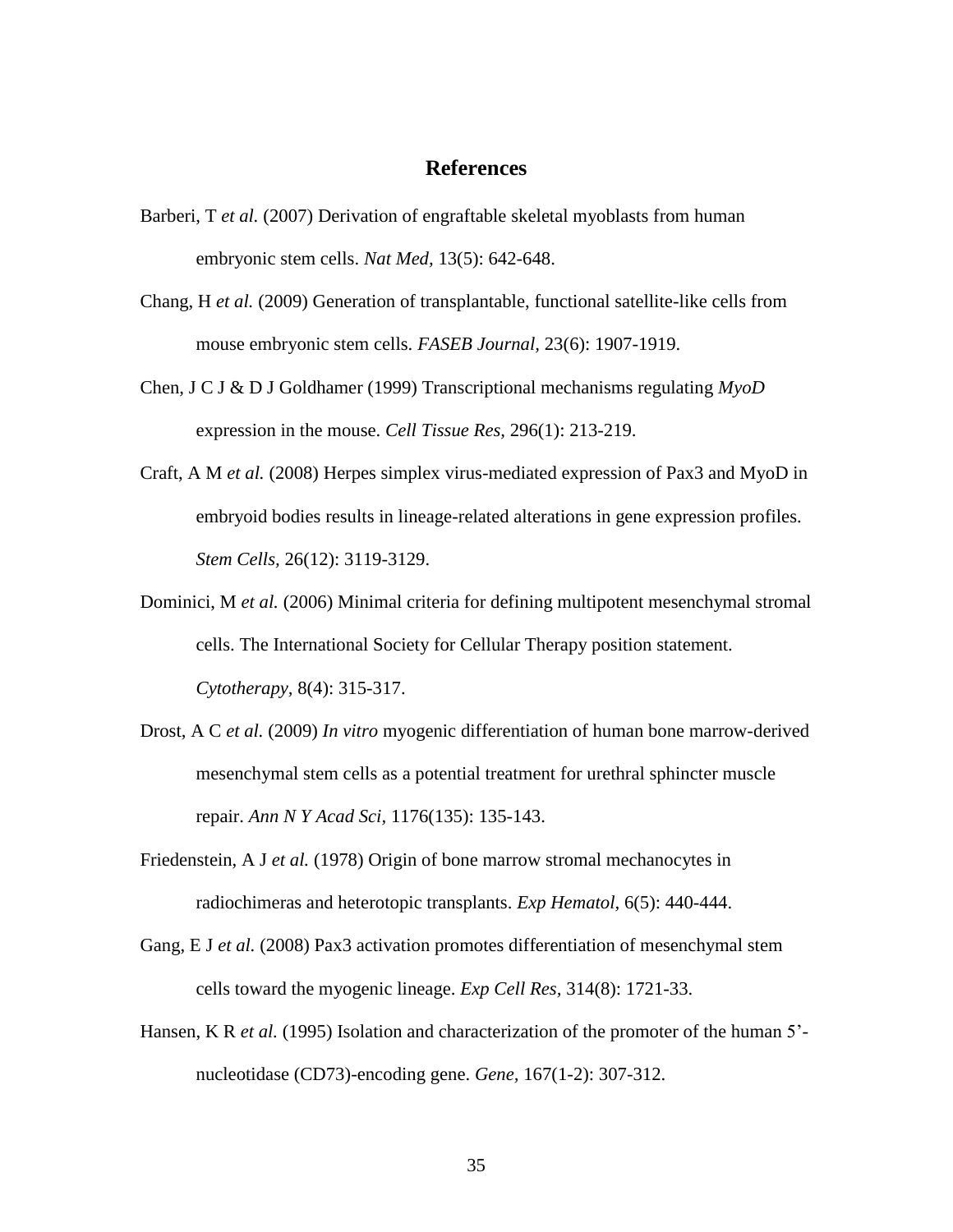## References

Barberi, T *et al.* (2007) Derivation of engraftable skeletal myoblasts from human embryonic stem cells. *Nat Med,* 13(5): 642-648.

Chang, H *et al.* (2009) Generation of transplantable, functional satellite-like cells from mouse embryonic stem cells. *FASEB Journal,* 23(6): 1907-1919.

Chen, J C J & D J Goldhamer (1999) Transcriptional mechanisms regulating *MyoD* expression in the mouse. *Cell Tissue Res,* 296(1): 213-219.

Craft, A M *et al.* (2008) Herpes simplex virus-mediated expression of Pax3 and MyoD in embryoid bodies results in lineage-related alterations in gene expression profiles. *Stem Cells,* 26(12): 3119-3129.

Dominici, M *et al.* (2006) Minimal criteria for defining multipotent mesenchymal stromal cells. The International Society for Cellular Therapy position statement. *Cytotherapy,* 8(4): 315-317.

Drost, A C *et al.* (2009) *In vitro* myogenic differentiation of human bone marrow-derived mesenchymal stem cells as a potential treatment for urethral sphincter muscle repair. *Ann N Y Acad Sci,* 1176(135): 135-143.

Friedenstein, A J *et al.* (1978) Origin of bone marrow stromal mechanocytes in radiochimeras and heterotopic transplants. *Exp Hematol,* 6(5): 440-444.

Gang, E J *et al.* (2008) Pax3 activation promotes differentiation of mesenchymal stem cells toward the myogenic lineage. *Exp Cell Res,* 314(8): 1721-33.

Hansen, K R *et al.* (1995) Isolation and characterization of the promoter of the human 5'-nucleotidase (CD73)-encoding gene. *Gene,* 167(1-2): 307-312.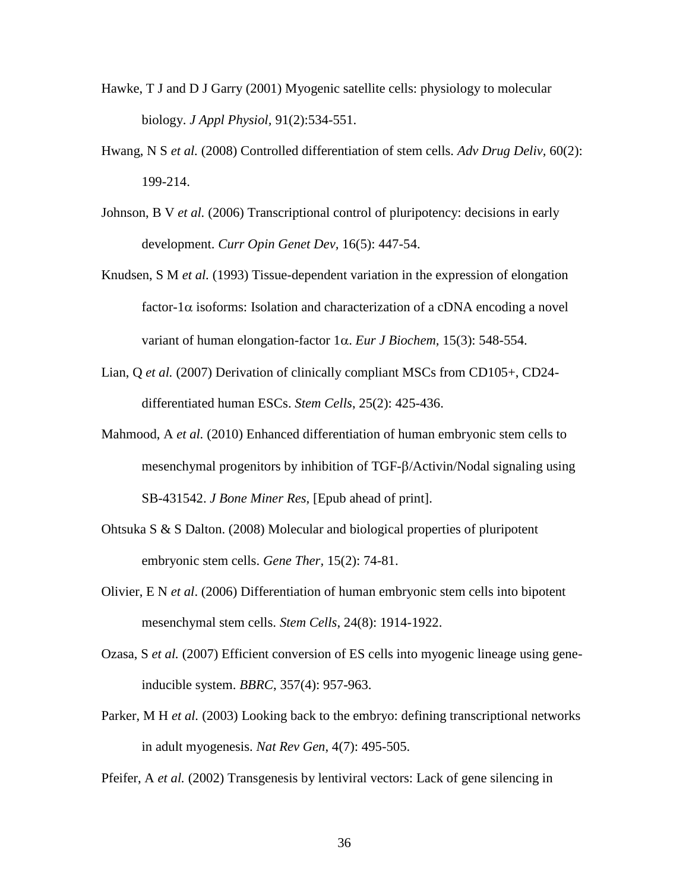Hawke, T J and D J Garry (2001) Myogenic satellite cells: physiology to molecular biology. *J Appl Physiol*, 91(2):534-551.

Hwang, N S *et al.* (2008) Controlled differentiation of stem cells. *Adv Drug Deliv*, 60(2): 199-214.

Johnson, B V *et al.* (2006) Transcriptional control of pluripotency: decisions in early development. *Curr Opin Genet Dev*, 16(5): 447-54.

Knudsen, S M *et al*. (1993) Tissue-dependent variation in the expression of elongation factor-1$\alpha$ isoforms: Isolation and characterization of a cDNA encoding a novel variant of human elongation-factor 1$\alpha$. *Eur J Biochem*, 15(3): 548-554.

Lian, Q *et al.* (2007) Derivation of clinically compliant MSCs from CD105+, CD24- differentiated human ESCs. *Stem Cells*, 25(2): 425-436.

Mahmood, A *et al.* (2010) Enhanced differentiation of human embryonic stem cells to mesenchymal progenitors by inhibition of TGF-$\beta$/Activin/Nodal signaling using SB-431542. *J Bone Miner Res*, [Epub ahead of print].

Ohtsuka S & S Dalton. (2008) Molecular and biological properties of pluripotent embryonic stem cells. *Gene Ther*, 15(2): 74-81.

Olivier, E N *et al*. (2006) Differentiation of human embryonic stem cells into bipotent mesenchymal stem cells. *Stem Cells*, 24(8): 1914-1922.

Ozasa, S *et al.* (2007) Efficient conversion of ES cells into myogenic lineage using gene-inducible system. *BBRC*, 357(4): 957-963.

Parker, M H *et al.* (2003) Looking back to the embryo: defining transcriptional networks in adult myogenesis. *Nat Rev Gen*, 4(7): 495-505.

Pfeifer, A *et al.* (2002) Transgenesis by lentiviral vectors: Lack of gene silencing in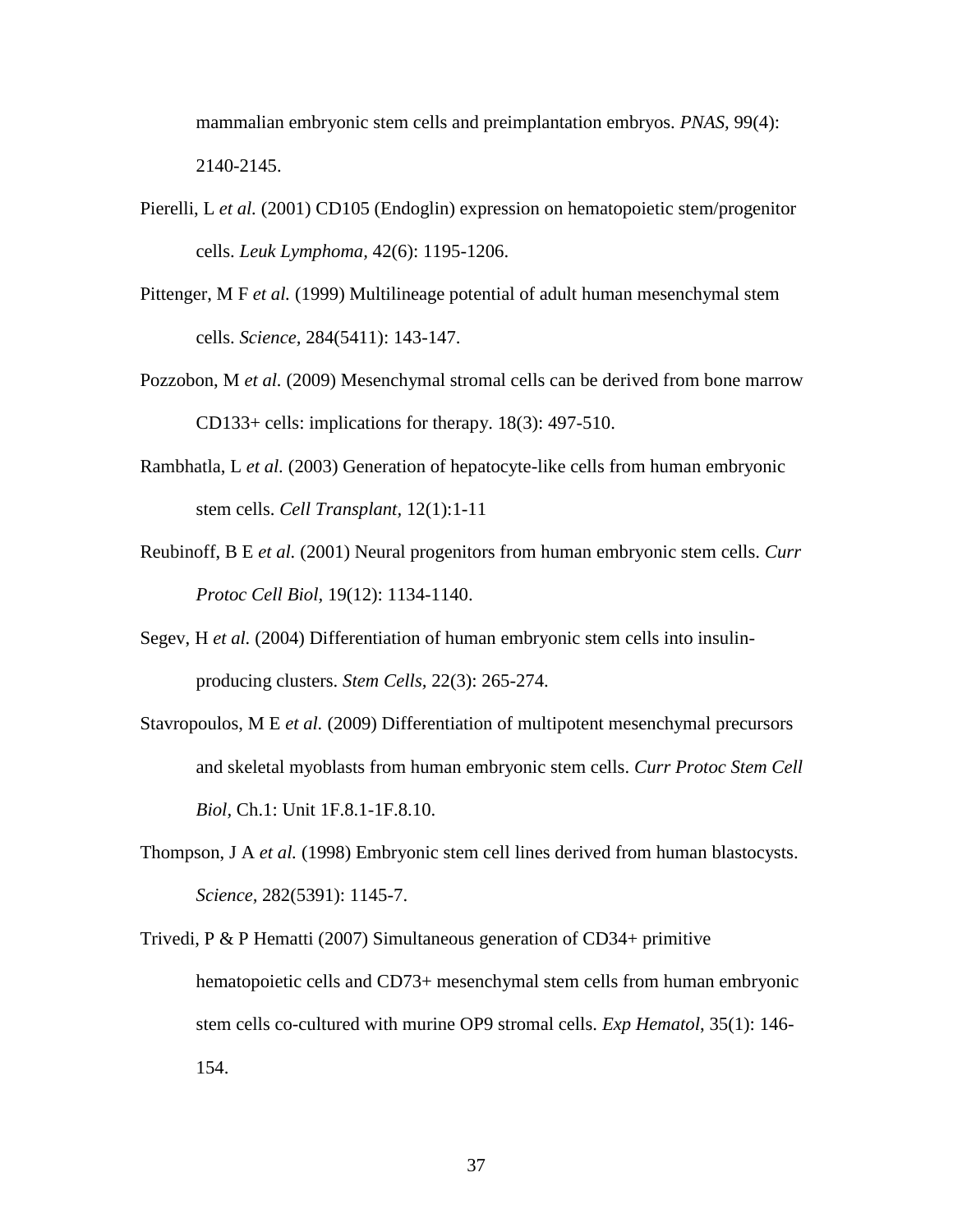mammalian embryonic stem cells and preimplantation embryos. *PNAS,* 99(4): 2140-2145.

Pierelli, L *et al.* (2001) CD105 (Endoglin) expression on hematopoietic stem/progenitor cells. *Leuk Lymphoma,* 42(6): 1195-1206.

Pittenger, M F *et al.* (1999) Multilineage potential of adult human mesenchymal stem cells. *Science,* 284(5411): 143-147.

Pozzobon, M *et al.* (2009) Mesenchymal stromal cells can be derived from bone marrow CD133+ cells: implications for therapy. 18(3): 497-510.

Rambhatla, L *et al.* (2003) Generation of hepatocyte-like cells from human embryonic stem cells. *Cell Transplant,* 12(1):1-11

Reubinoff, B E *et al.* (2001) Neural progenitors from human embryonic stem cells. *Curr Protoc Cell Biol,* 19(12): 1134-1140.

Segev, H *et al.* (2004) Differentiation of human embryonic stem cells into insulin-producing clusters. *Stem Cells,* 22(3): 265-274.

Stavropoulos, M E *et al.* (2009) Differentiation of multipotent mesenchymal precursors and skeletal myoblasts from human embryonic stem cells. *Curr Protoc Stem Cell Biol,* Ch.1: Unit 1F.8.1-1F.8.10.

Thompson, J A *et al.* (1998) Embryonic stem cell lines derived from human blastocysts. *Science,* 282(5391): 1145-7.

Trivedi, P & P Hematti (2007) Simultaneous generation of CD34+ primitive hematopoietic cells and CD73+ mesenchymal stem cells from human embryonic stem cells co-cultured with murine OP9 stromal cells. *Exp Hematol,* 35(1): 146-154.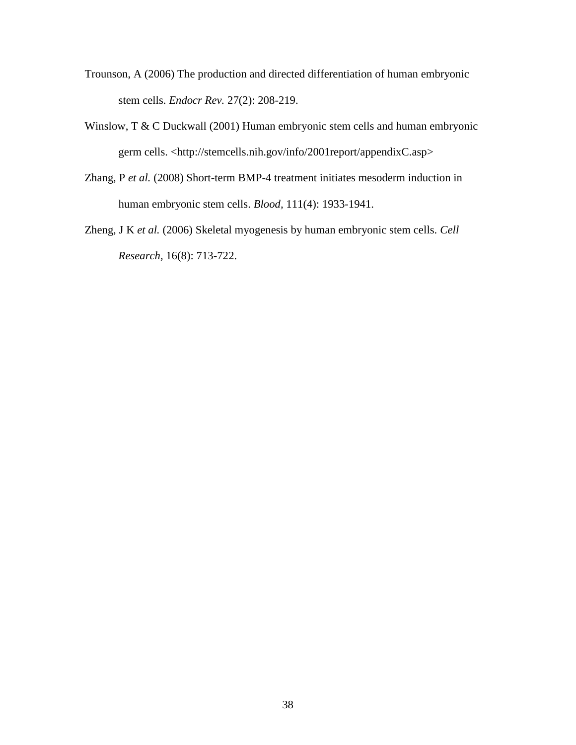Trounson, A (2006) The production and directed differentiation of human embryonic stem cells. *Endocr Rev.* 27(2): 208-219.

Winslow, T & C Duckwall (2001) Human embryonic stem cells and human embryonic germ cells. <http://stemcells.nih.gov/info/2001report/appendixC.asp>

Zhang, P *et al.* (2008) Short-term BMP-4 treatment initiates mesoderm induction in human embryonic stem cells. *Blood*, 111(4): 1933-1941.

Zheng, J K *et al.* (2006) Skeletal myogenesis by human embryonic stem cells. *Cell Research*, 16(8): 713-722.